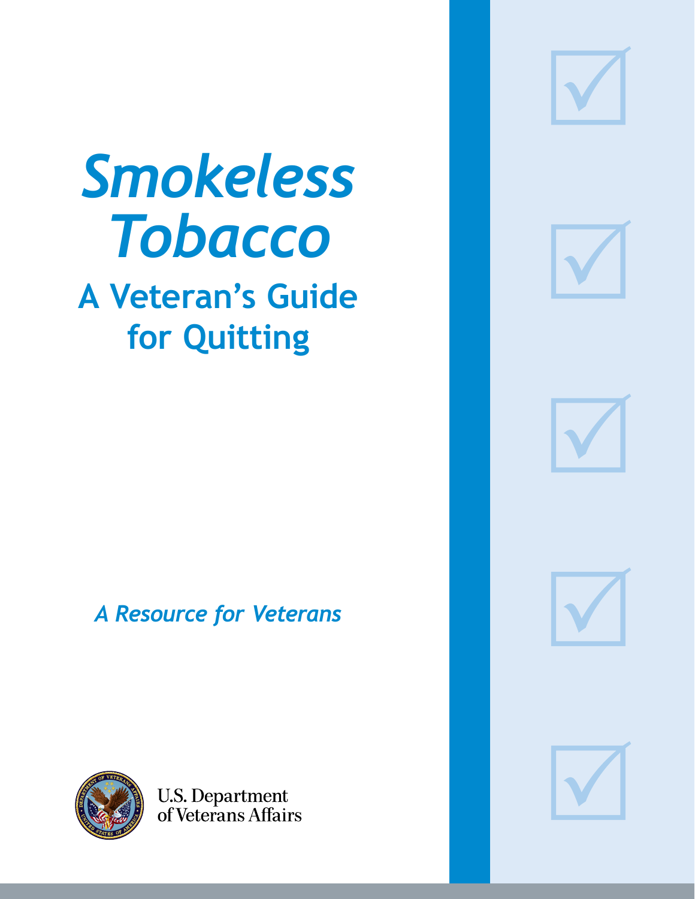# *Smokeless Tobacco*

## A Veteran's Guide for Quitting

*A Resource for Veterans*

U.S. Department of Veterans Affairs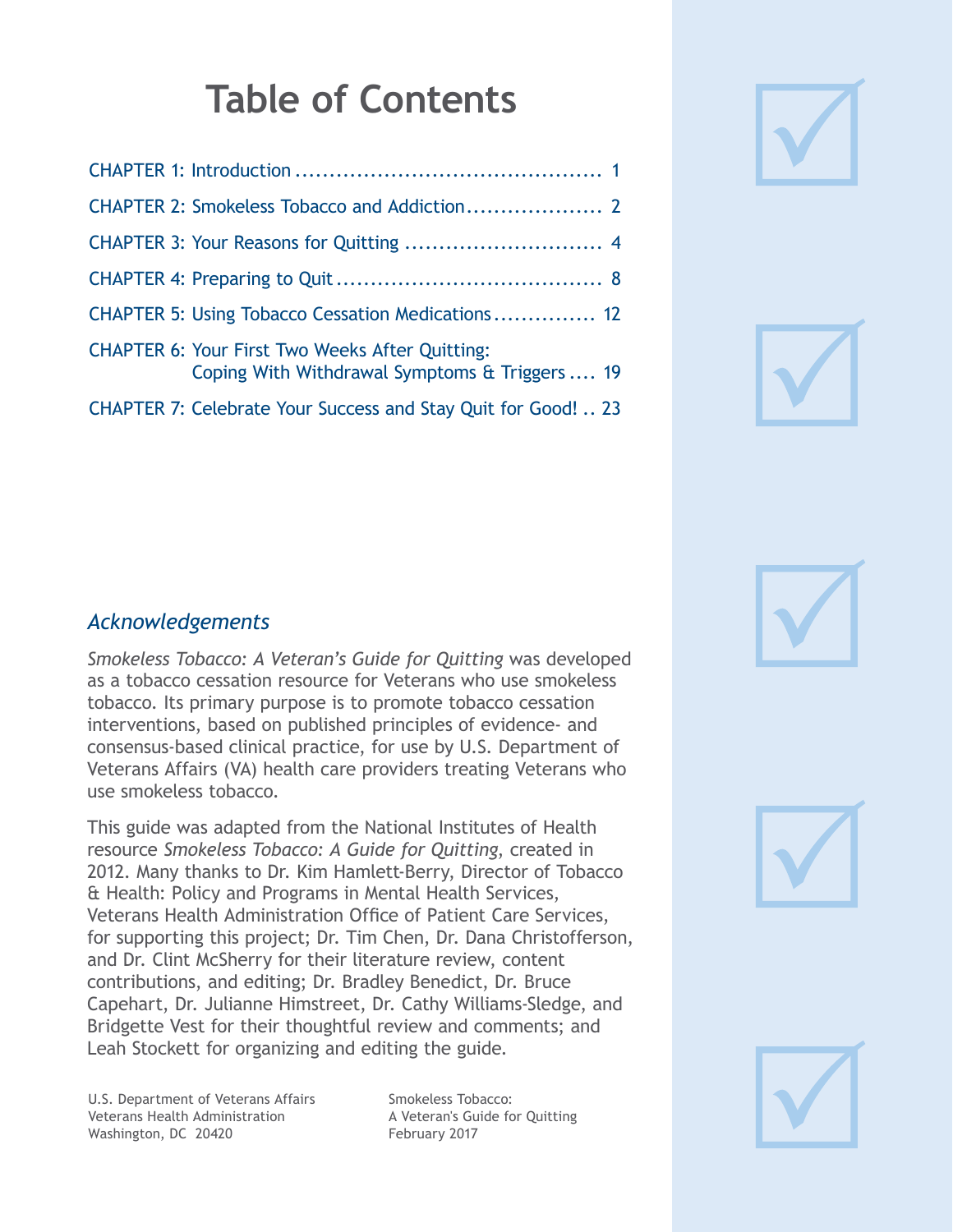# Table of Contents

CHAPTER 1: Introduction ............................................. 1

CHAPTER 2: Smokeless Tobacco and Addiction.................... 2

CHAPTER 3: Your Reasons for Quitting ............................ 4

CHAPTER 4: Preparing to Quit ...................................... 8

CHAPTER 5: Using Tobacco Cessation Medications .............. 12

CHAPTER 6: Your First Two Weeks After Quitting: Coping With Withdrawal Symptoms & Triggers .... 19

CHAPTER 7: Celebrate Your Success and Stay Quit for Good! .. 23

## *Acknowledgements*

*Smokeless Tobacco: A Veteran's Guide for Quitting* was developed as a tobacco cessation resource for Veterans who use smokeless tobacco. Its primary purpose is to promote tobacco cessation interventions, based on published principles of evidence- and consensus-based clinical practice, for use by U.S. Department of Veterans Affairs (VA) health care providers treating Veterans who use smokeless tobacco.

This guide was adapted from the National Institutes of Health resource *Smokeless Tobacco: A Guide for Quitting*, created in 2012. Many thanks to Dr. Kim Hamlett-Berry, Director of Tobacco & Health: Policy and Programs in Mental Health Services, Veterans Health Administration Office of Patient Care Services, for supporting this project; Dr. Tim Chen, Dr. Dana Christofferson, and Dr. Clint McSherry for their literature review, content contributions, and editing; Dr. Bradley Benedict, Dr. Bruce Capehart, Dr. Julianne Himstreet, Dr. Cathy Williams-Sledge, and Bridgette Vest for their thoughtful review and comments; and Leah Stockett for organizing and editing the guide.

U.S. Department of Veterans Affairs
Veterans Health Administration
Washington, DC 20420

Smokeless Tobacco:
A Veteran's Guide for Quitting
February 2017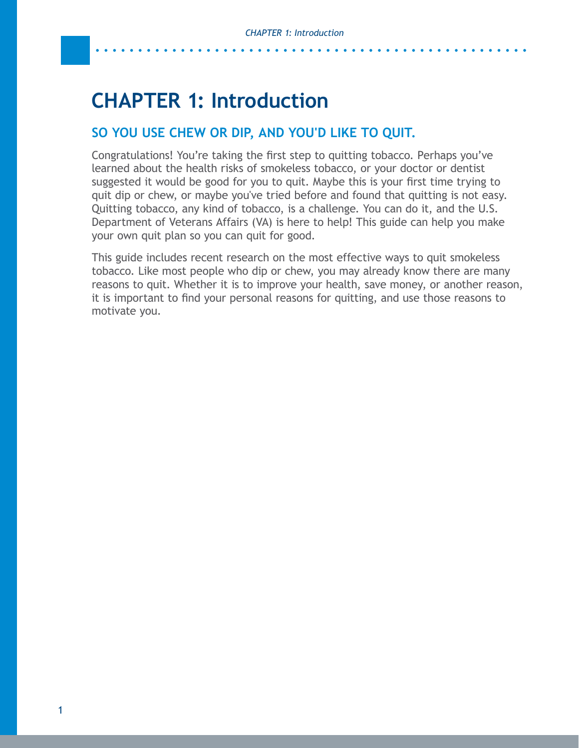# CHAPTER 1: Introduction

## SO YOU USE CHEW OR DIP, AND YOU'D LIKE TO QUIT.

Congratulations! You're taking the first step to quitting tobacco. Perhaps you've learned about the health risks of smokeless tobacco, or your doctor or dentist suggested it would be good for you to quit. Maybe this is your first time trying to quit dip or chew, or maybe you've tried before and found that quitting is not easy. Quitting tobacco, any kind of tobacco, is a challenge. You can do it, and the U.S. Department of Veterans Affairs (VA) is here to help! This guide can help you make your own quit plan so you can quit for good.

This guide includes recent research on the most effective ways to quit smokeless tobacco. Like most people who dip or chew, you may already know there are many reasons to quit. Whether it is to improve your health, save money, or another reason, it is important to find your personal reasons for quitting, and use those reasons to motivate you.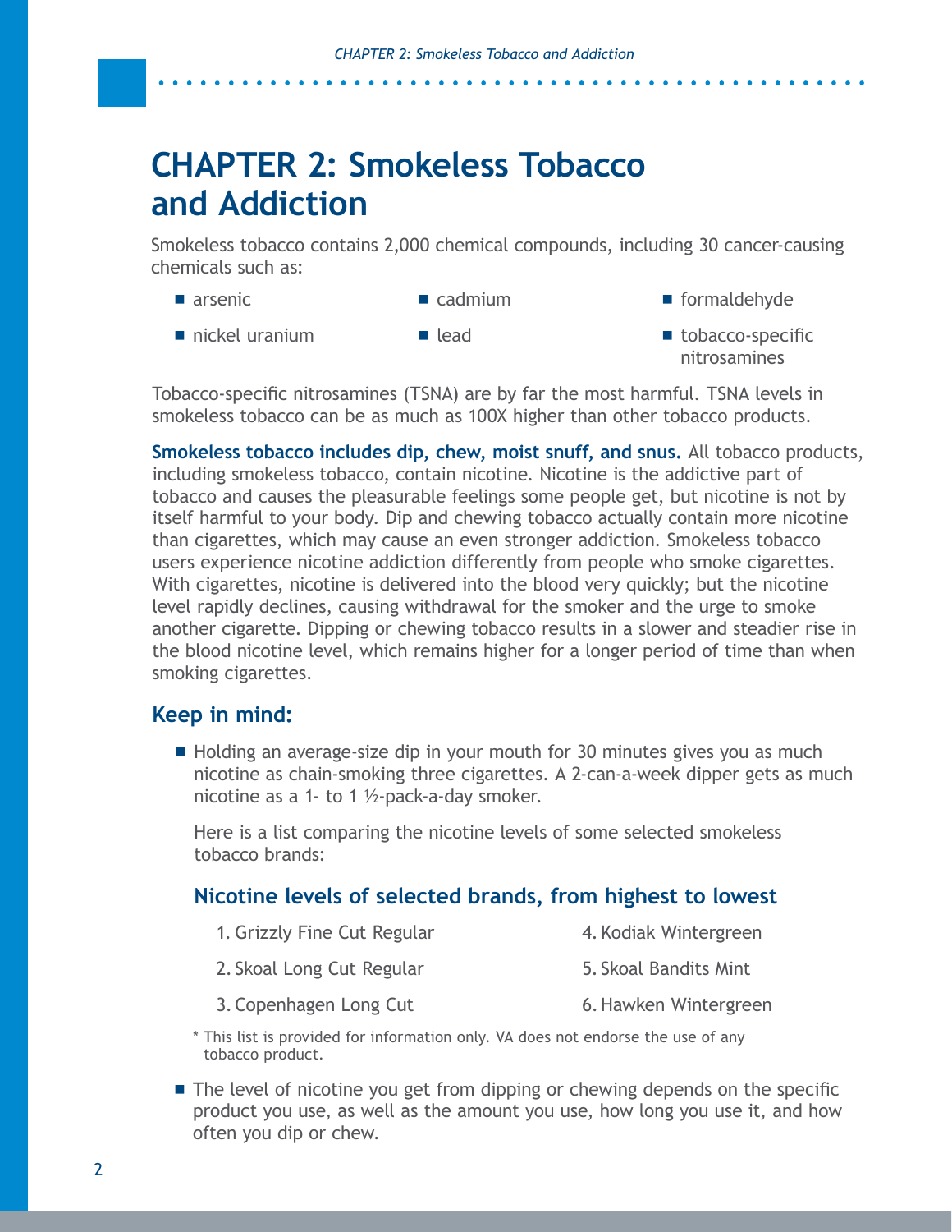# CHAPTER 2: Smokeless Tobacco and Addiction

Smokeless tobacco contains 2,000 chemical compounds, including 30 cancer-causing chemicals such as:

- arsenic
- cadmium
- formaldehyde
- nickel uranium
- lead
- tobacco-specific nitrosamines

Tobacco-specific nitrosamines (TSNA) are by far the most harmful. TSNA levels in smokeless tobacco can be as much as 100X higher than other tobacco products.

**Smokeless tobacco includes dip, chew, moist snuff, and snus.** All tobacco products, including smokeless tobacco, contain nicotine. Nicotine is the addictive part of tobacco and causes the pleasurable feelings some people get, but nicotine is not by itself harmful to your body. Dip and chewing tobacco actually contain more nicotine than cigarettes, which may cause an even stronger addiction. Smokeless tobacco users experience nicotine addiction differently from people who smoke cigarettes. With cigarettes, nicotine is delivered into the blood very quickly; but the nicotine level rapidly declines, causing withdrawal for the smoker and the urge to smoke another cigarette. Dipping or chewing tobacco results in a slower and steadier rise in the blood nicotine level, which remains higher for a longer period of time than when smoking cigarettes.

## Keep in mind:

- Holding an average-size dip in your mouth for 30 minutes gives you as much nicotine as chain-smoking three cigarettes. A 2-can-a-week dipper gets as much nicotine as a 1- to 1 ½-pack-a-day smoker.

  Here is a list comparing the nicotine levels of some selected smokeless tobacco brands:

### Nicotine levels of selected brands, from highest to lowest

1. Grizzly Fine Cut Regular
2. Skoal Long Cut Regular
3. Copenhagen Long Cut
4. Kodiak Wintergreen
5. Skoal Bandits Mint
6. Hawken Wintergreen

\* This list is provided for information only. VA does not endorse the use of any tobacco product.

- The level of nicotine you get from dipping or chewing depends on the specific product you use, as well as the amount you use, how long you use it, and how often you dip or chew.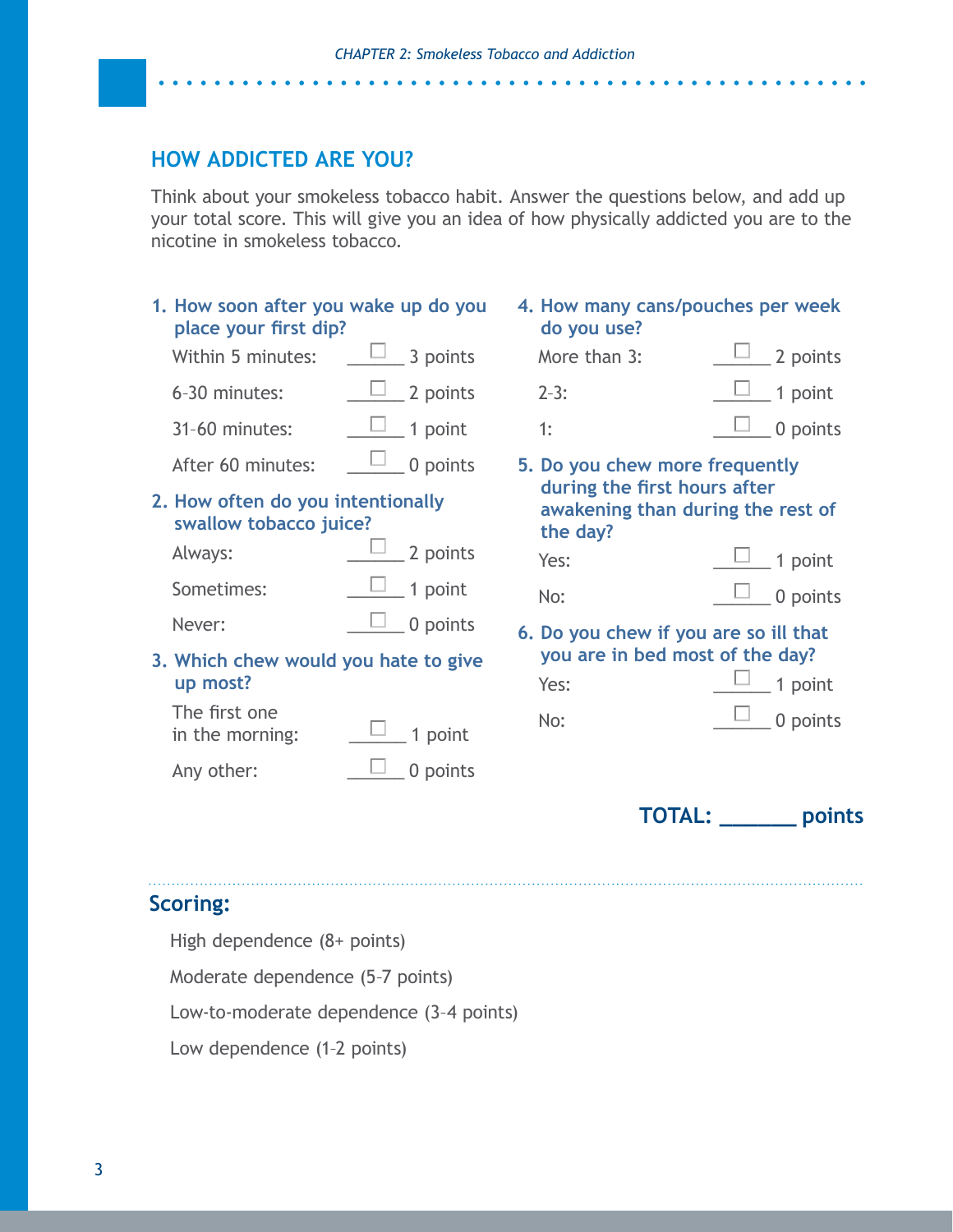## HOW ADDICTED ARE YOU?

Think about your smokeless tobacco habit. Answer the questions below, and add up your total score. This will give you an idea of how physically addicted you are to the nicotine in smokeless tobacco.

**1. How soon after you wake up do you place your first dip?**

- Within 5 minutes: ☐ 3 points
- 6-30 minutes: ☐ 2 points
- 31-60 minutes: ☐ 1 point
- After 60 minutes: ☐ 0 points

**2. How often do you intentionally swallow tobacco juice?**

- Always: ☐ 2 points
- Sometimes: ☐ 1 point
- Never: ☐ 0 points

**3. Which chew would you hate to give up most?**

- The first one in the morning: ☐ 1 point
- Any other: ☐ 0 points

**4. How many cans/pouches per week do you use?**

- More than 3: ☐ 2 points
- 2-3: ☐ 1 point
- 1: ☐ 0 points

**5. Do you chew more frequently during the first hours after awakening than during the rest of the day?**

- Yes: ☐ 1 point
- No: ☐ 0 points

**6. Do you chew if you are so ill that you are in bed most of the day?**

- Yes: ☐ 1 point
- No: ☐ 0 points

**TOTAL: _______ points**

### Scoring:

- High dependence (8+ points)
- Moderate dependence (5-7 points)
- Low-to-moderate dependence (3-4 points)
- Low dependence (1-2 points)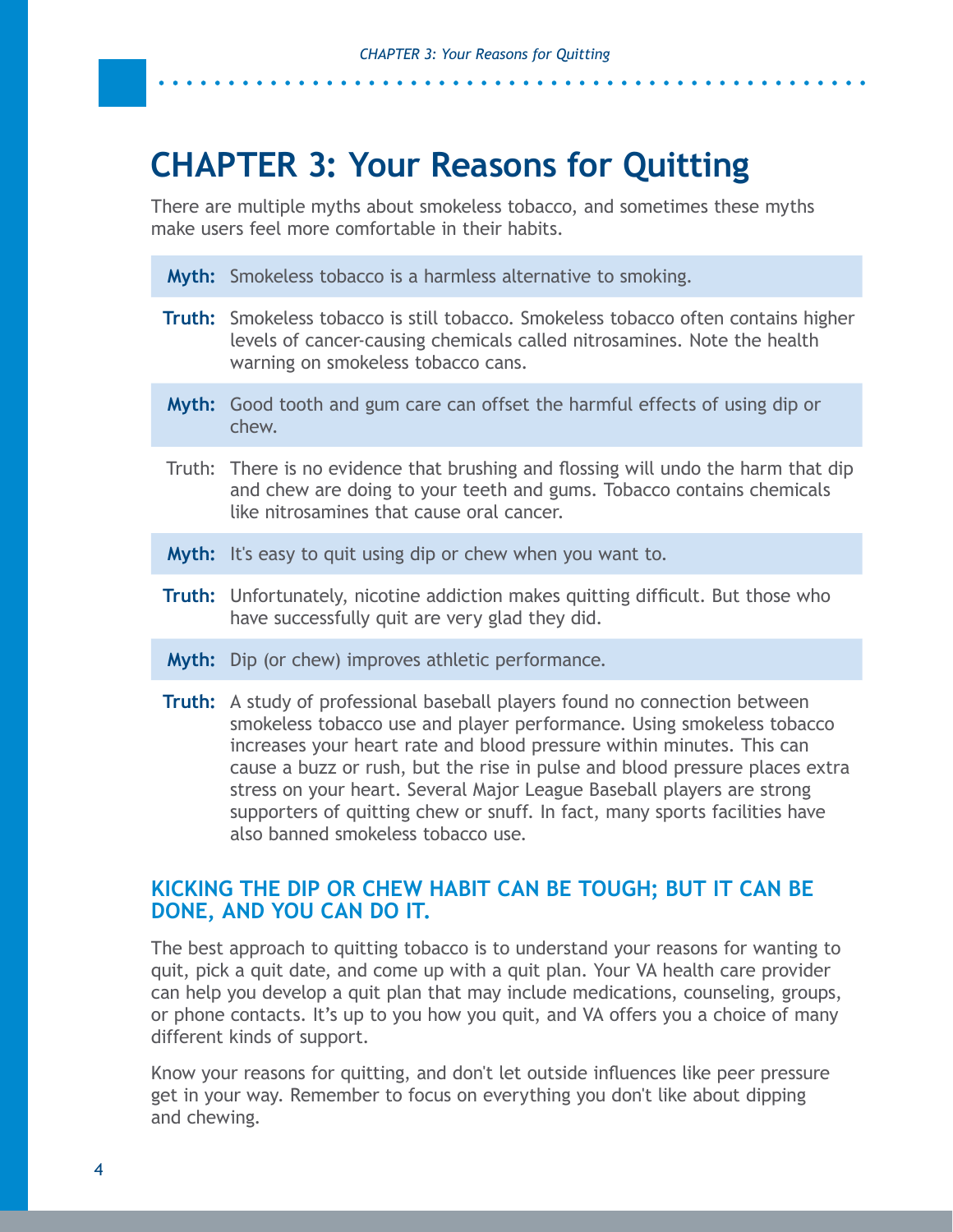# CHAPTER 3: Your Reasons for Quitting

There are multiple myths about smokeless tobacco, and sometimes these myths make users feel more comfortable in their habits.

**Myth:** Smokeless tobacco is a harmless alternative to smoking.

**Truth:** Smokeless tobacco is still tobacco. Smokeless tobacco often contains higher levels of cancer-causing chemicals called nitrosamines. Note the health warning on smokeless tobacco cans.

**Myth:** Good tooth and gum care can offset the harmful effects of using dip or chew.

Truth: There is no evidence that brushing and flossing will undo the harm that dip and chew are doing to your teeth and gums. Tobacco contains chemicals like nitrosamines that cause oral cancer.

**Myth:** It's easy to quit using dip or chew when you want to.

**Truth:** Unfortunately, nicotine addiction makes quitting difficult. But those who have successfully quit are very glad they did.

**Myth:** Dip (or chew) improves athletic performance.

**Truth:** A study of professional baseball players found no connection between smokeless tobacco use and player performance. Using smokeless tobacco increases your heart rate and blood pressure within minutes. This can cause a buzz or rush, but the rise in pulse and blood pressure places extra stress on your heart. Several Major League Baseball players are strong supporters of quitting chew or snuff. In fact, many sports facilities have also banned smokeless tobacco use.

## KICKING THE DIP OR CHEW HABIT CAN BE TOUGH; BUT IT CAN BE DONE, AND YOU CAN DO IT.

The best approach to quitting tobacco is to understand your reasons for wanting to quit, pick a quit date, and come up with a quit plan. Your VA health care provider can help you develop a quit plan that may include medications, counseling, groups, or phone contacts. It's up to you how you quit, and VA offers you a choice of many different kinds of support.

Know your reasons for quitting, and don't let outside influences like peer pressure get in your way. Remember to focus on everything you don't like about dipping and chewing.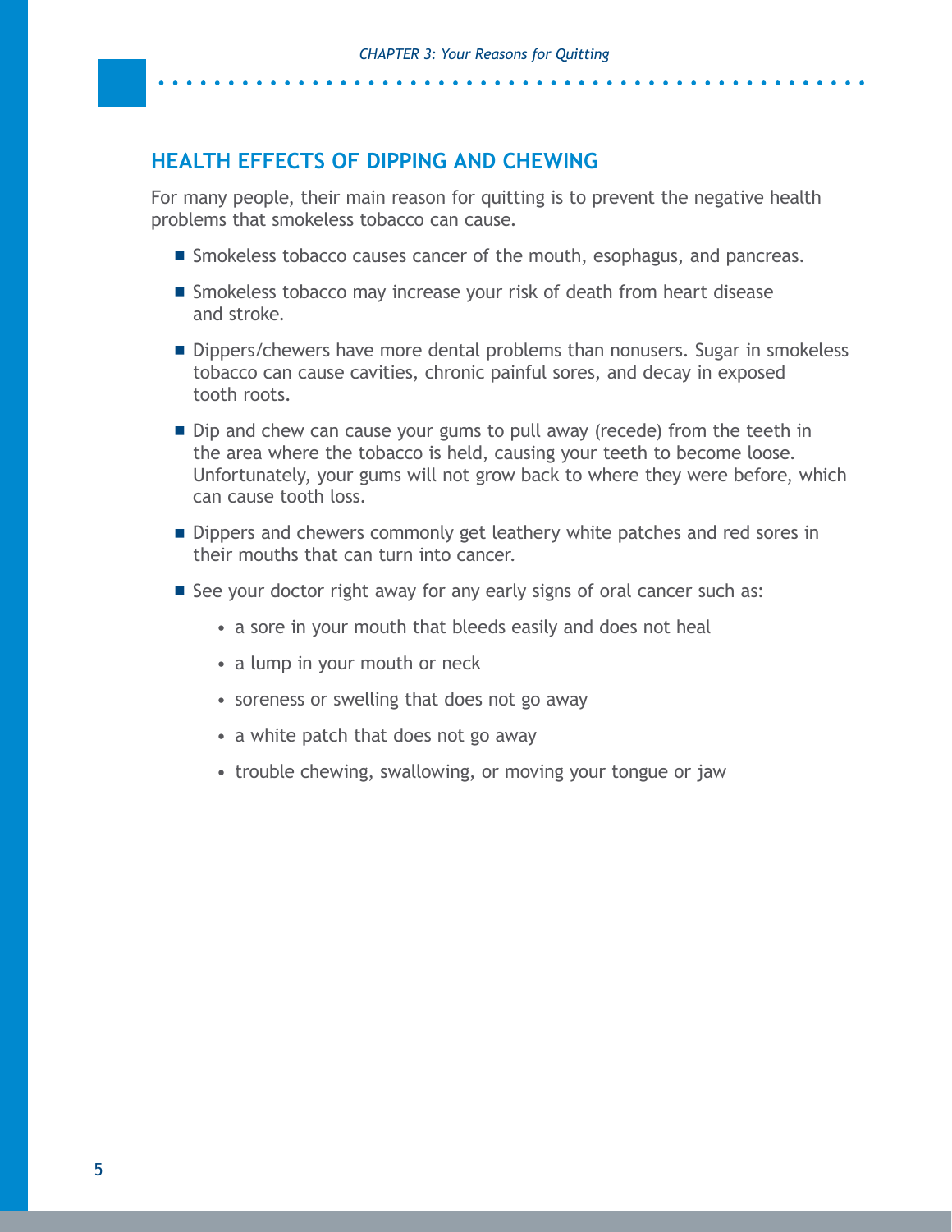## HEALTH EFFECTS OF DIPPING AND CHEWING

For many people, their main reason for quitting is to prevent the negative health problems that smokeless tobacco can cause.

- Smokeless tobacco causes cancer of the mouth, esophagus, and pancreas.
- Smokeless tobacco may increase your risk of death from heart disease and stroke.
- Dippers/chewers have more dental problems than nonusers. Sugar in smokeless tobacco can cause cavities, chronic painful sores, and decay in exposed tooth roots.
- Dip and chew can cause your gums to pull away (recede) from the teeth in the area where the tobacco is held, causing your teeth to become loose. Unfortunately, your gums will not grow back to where they were before, which can cause tooth loss.
- Dippers and chewers commonly get leathery white patches and red sores in their mouths that can turn into cancer.
- See your doctor right away for any early signs of oral cancer such as:
  - a sore in your mouth that bleeds easily and does not heal
  - a lump in your mouth or neck
  - soreness or swelling that does not go away
  - a white patch that does not go away
  - trouble chewing, swallowing, or moving your tongue or jaw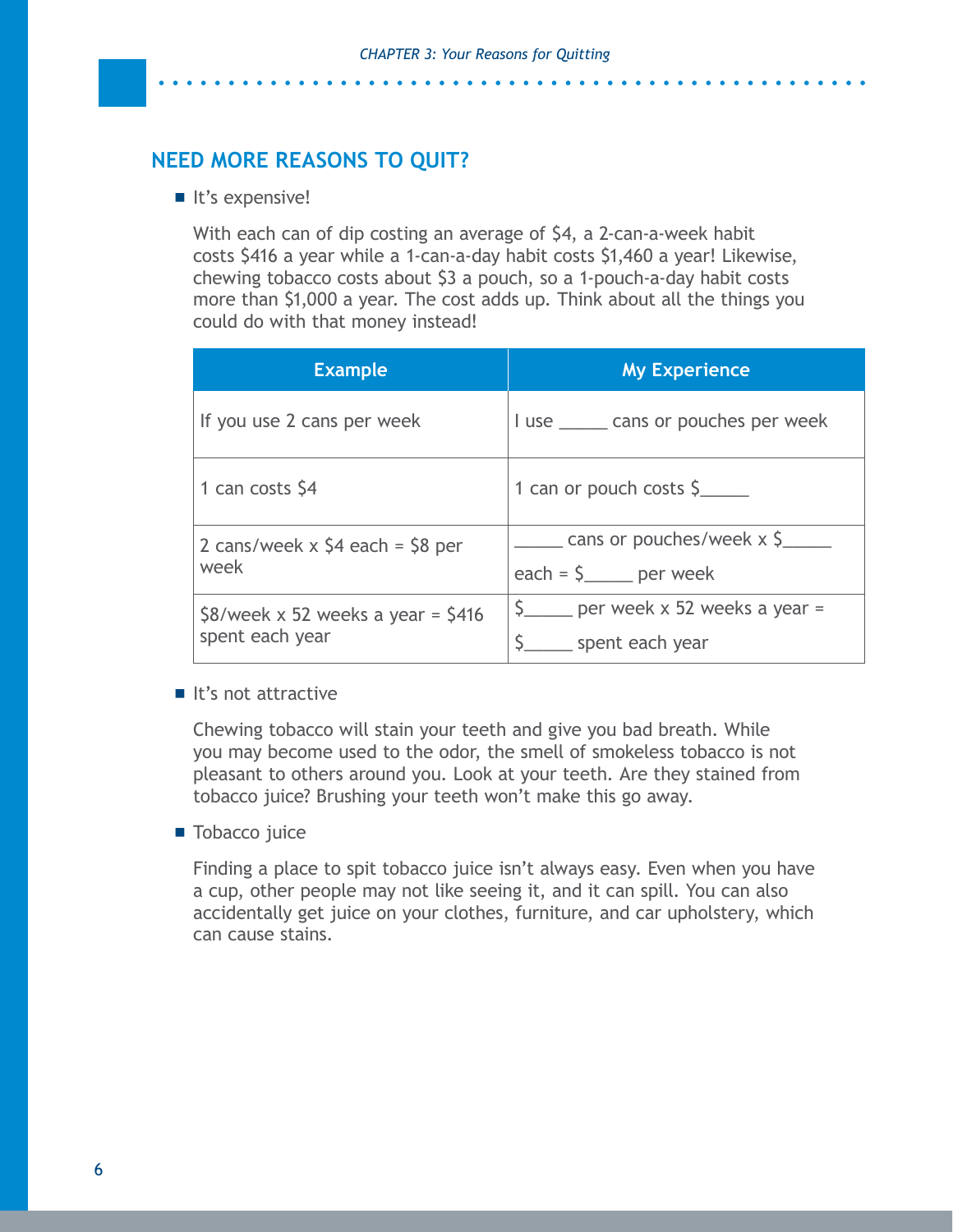## NEED MORE REASONS TO QUIT?

- It's expensive!

  With each can of dip costing an average of $4, a 2-can-a-week habit costs $416 a year while a 1-can-a-day habit costs $1,460 a year! Likewise, chewing tobacco costs about $3 a pouch, so a 1-pouch-a-day habit costs more than $1,000 a year. The cost adds up. Think about all the things you could do with that money instead!

| Example | My Experience |
|---|---|
| If you use 2 cans per week | I use _____ cans or pouches per week |
| 1 can costs $4 | 1 can or pouch costs $_____ |
| 2 cans/week x $4 each = $8 per week | _____ cans or pouches/week x $_____ each = $_____ per week |
| $8/week x 52 weeks a year = $416 spent each year | $_____ per week x 52 weeks a year = $_____ spent each year |

- It's not attractive

  Chewing tobacco will stain your teeth and give you bad breath. While you may become used to the odor, the smell of smokeless tobacco is not pleasant to others around you. Look at your teeth. Are they stained from tobacco juice? Brushing your teeth won't make this go away.

- Tobacco juice

  Finding a place to spit tobacco juice isn't always easy. Even when you have a cup, other people may not like seeing it, and it can spill. You can also accidentally get juice on your clothes, furniture, and car upholstery, which can cause stains.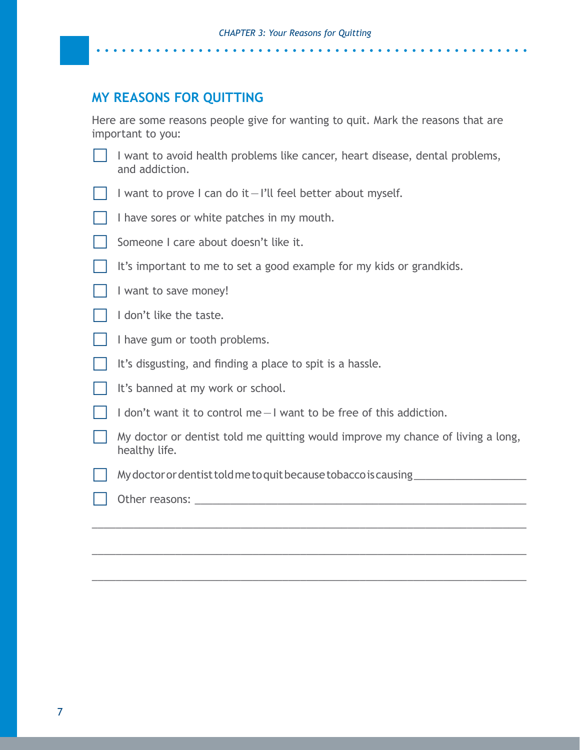## MY REASONS FOR QUITTING

Here are some reasons people give for wanting to quit. Mark the reasons that are important to you:

- [ ] I want to avoid health problems like cancer, heart disease, dental problems, and addiction.
- [ ] I want to prove I can do it — I'll feel better about myself.
- [ ] I have sores or white patches in my mouth.
- [ ] Someone I care about doesn't like it.
- [ ] It's important to me to set a good example for my kids or grandkids.
- [ ] I want to save money!
- [ ] I don't like the taste.
- [ ] I have gum or tooth problems.
- [ ] It's disgusting, and finding a place to spit is a hassle.
- [ ] It's banned at my work or school.
- [ ] I don't want it to control me — I want to be free of this addiction.
- [ ] My doctor or dentist told me quitting would improve my chance of living a long, healthy life.
- [ ] My doctor or dentist told me to quit because tobacco is causing ___________________
- [ ] Other reasons: ___________________________________________________________

___________________________________________________________________________

___________________________________________________________________________

___________________________________________________________________________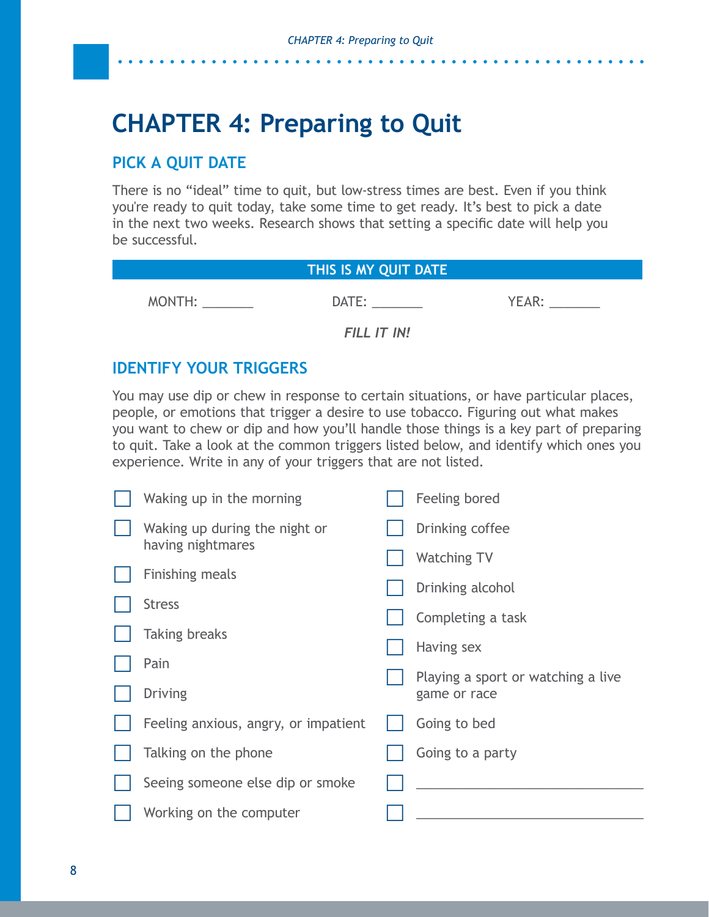# CHAPTER 4: Preparing to Quit

## PICK A QUIT DATE

There is no "ideal" time to quit, but low-stress times are best. Even if you think you're ready to quit today, take some time to get ready. It's best to pick a date in the next two weeks. Research shows that setting a specific date will help you be successful.

**THIS IS MY QUIT DATE**

MONTH: _______ DATE: _______ YEAR: _______

***FILL IT IN!***

## IDENTIFY YOUR TRIGGERS

You may use dip or chew in response to certain situations, or have particular places, people, or emotions that trigger a desire to use tobacco. Figuring out what makes you want to chew or dip and how you'll handle those things is a key part of preparing to quit. Take a look at the common triggers listed below, and identify which ones you experience. Write in any of your triggers that are not listed.

- [ ] Waking up in the morning
- [ ] Waking up during the night or having nightmares
- [ ] Finishing meals
- [ ] Stress
- [ ] Taking breaks
- [ ] Pain
- [ ] Driving
- [ ] Feeling anxious, angry, or impatient
- [ ] Talking on the phone
- [ ] Seeing someone else dip or smoke
- [ ] Working on the computer
- [ ] Feeling bored
- [ ] Drinking coffee
- [ ] Watching TV
- [ ] Drinking alcohol
- [ ] Completing a task
- [ ] Having sex
- [ ] Playing a sport or watching a live game or race
- [ ] Going to bed
- [ ] Going to a party
- [ ] ____________________
- [ ] ____________________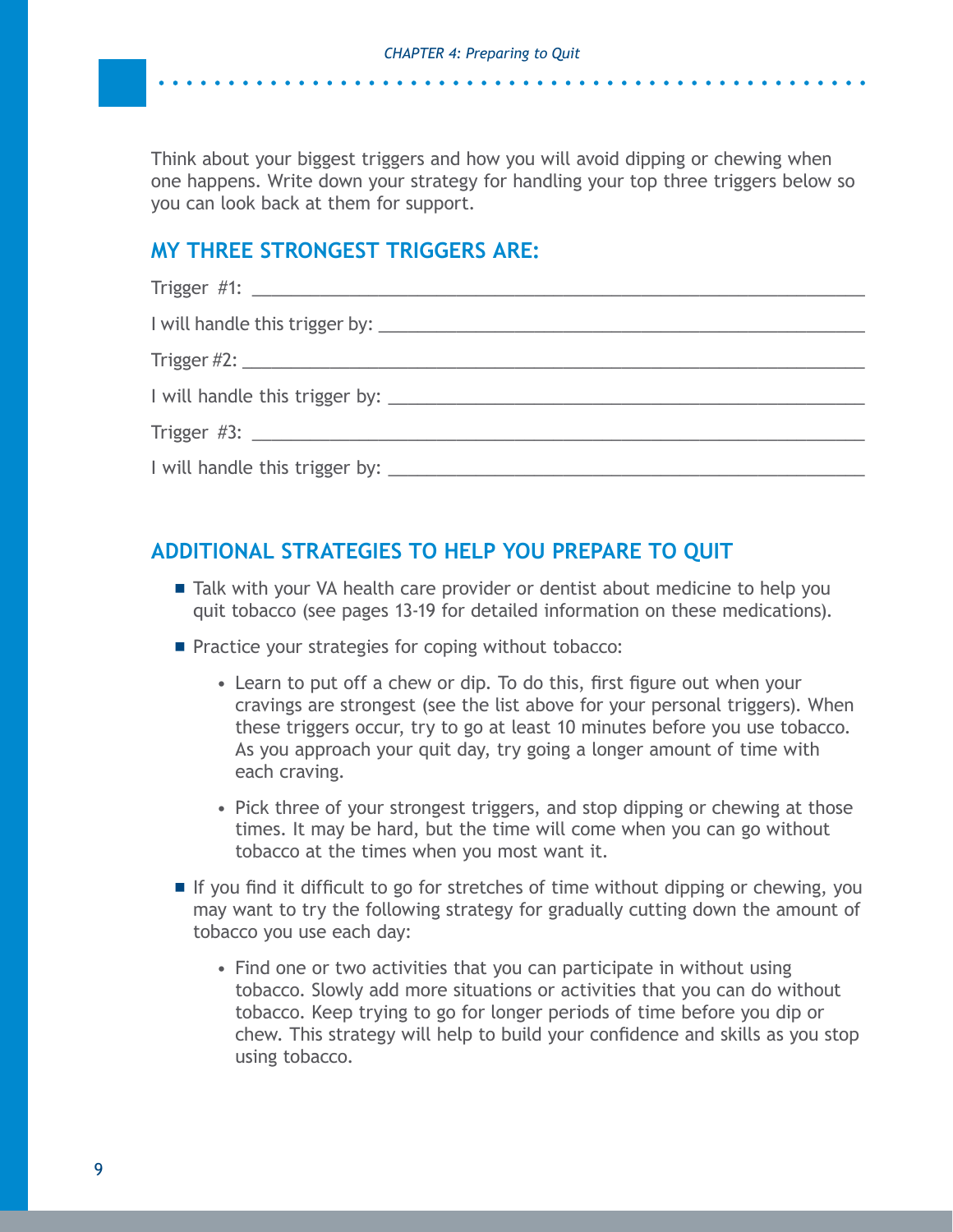Think about your biggest triggers and how you will avoid dipping or chewing when one happens. Write down your strategy for handling your top three triggers below so you can look back at them for support.

## MY THREE STRONGEST TRIGGERS ARE:

Trigger #1: ___________________________________________________________

I will handle this trigger by: _____________________________________________

Trigger #2: ___________________________________________________________

I will handle this trigger by: _____________________________________________

Trigger #3: ___________________________________________________________

I will handle this trigger by: _____________________________________________

## ADDITIONAL STRATEGIES TO HELP YOU PREPARE TO QUIT

- Talk with your VA health care provider or dentist about medicine to help you quit tobacco (see pages 13-19 for detailed information on these medications).
- Practice your strategies for coping without tobacco:
  - Learn to put off a chew or dip. To do this, first figure out when your cravings are strongest (see the list above for your personal triggers). When these triggers occur, try to go at least 10 minutes before you use tobacco. As you approach your quit day, try going a longer amount of time with each craving.
  - Pick three of your strongest triggers, and stop dipping or chewing at those times. It may be hard, but the time will come when you can go without tobacco at the times when you most want it.
- If you find it difficult to go for stretches of time without dipping or chewing, you may want to try the following strategy for gradually cutting down the amount of tobacco you use each day:
  - Find one or two activities that you can participate in without using tobacco. Slowly add more situations or activities that you can do without tobacco. Keep trying to go for longer periods of time before you dip or chew. This strategy will help to build your confidence and skills as you stop using tobacco.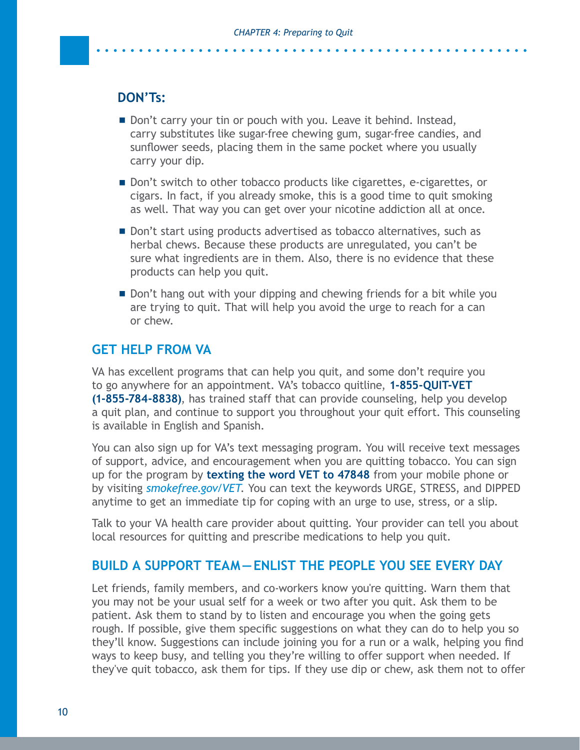### DON'Ts:

- Don't carry your tin or pouch with you. Leave it behind. Instead, carry substitutes like sugar-free chewing gum, sugar-free candies, and sunflower seeds, placing them in the same pocket where you usually carry your dip.
- Don't switch to other tobacco products like cigarettes, e-cigarettes, or cigars. In fact, if you already smoke, this is a good time to quit smoking as well. That way you can get over your nicotine addiction all at once.
- Don't start using products advertised as tobacco alternatives, such as herbal chews. Because these products are unregulated, you can't be sure what ingredients are in them. Also, there is no evidence that these products can help you quit.
- Don't hang out with your dipping and chewing friends for a bit while you are trying to quit. That will help you avoid the urge to reach for a can or chew.

## GET HELP FROM VA

VA has excellent programs that can help you quit, and some don't require you to go anywhere for an appointment. VA's tobacco quitline, **1-855-QUIT-VET (1-855-784-8838)**, has trained staff that can provide counseling, help you develop a quit plan, and continue to support you throughout your quit effort. This counseling is available in English and Spanish.

You can also sign up for VA's text messaging program. You will receive text messages of support, advice, and encouragement when you are quitting tobacco. You can sign up for the program by **texting the word VET to 47848** from your mobile phone or by visiting *smokefree.gov/VET*. You can text the keywords URGE, STRESS, and DIPPED anytime to get an immediate tip for coping with an urge to use, stress, or a slip.

Talk to your VA health care provider about quitting. Your provider can tell you about local resources for quitting and prescribe medications to help you quit.

## BUILD A SUPPORT TEAM—ENLIST THE PEOPLE YOU SEE EVERY DAY

Let friends, family members, and co-workers know you're quitting. Warn them that you may not be your usual self for a week or two after you quit. Ask them to be patient. Ask them to stand by to listen and encourage you when the going gets rough. If possible, give them specific suggestions on what they can do to help you so they'll know. Suggestions can include joining you for a run or a walk, helping you find ways to keep busy, and telling you they're willing to offer support when needed. If they've quit tobacco, ask them for tips. If they use dip or chew, ask them not to offer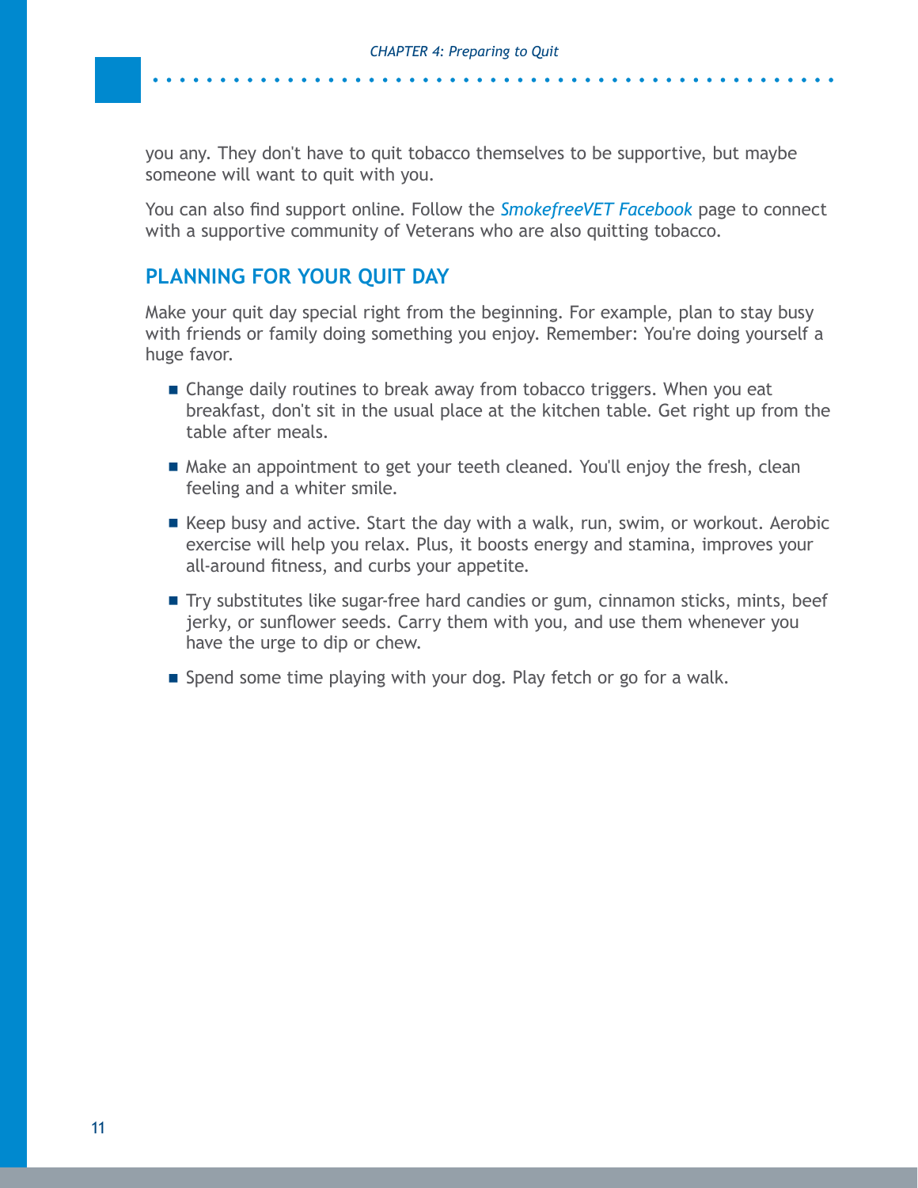you any. They don't have to quit tobacco themselves to be supportive, but maybe someone will want to quit with you.

You can also find support online. Follow the *SmokefreeVET Facebook* page to connect with a supportive community of Veterans who are also quitting tobacco.

## PLANNING FOR YOUR QUIT DAY

Make your quit day special right from the beginning. For example, plan to stay busy with friends or family doing something you enjoy. Remember: You're doing yourself a huge favor.

- Change daily routines to break away from tobacco triggers. When you eat breakfast, don't sit in the usual place at the kitchen table. Get right up from the table after meals.
- Make an appointment to get your teeth cleaned. You'll enjoy the fresh, clean feeling and a whiter smile.
- Keep busy and active. Start the day with a walk, run, swim, or workout. Aerobic exercise will help you relax. Plus, it boosts energy and stamina, improves your all-around fitness, and curbs your appetite.
- Try substitutes like sugar-free hard candies or gum, cinnamon sticks, mints, beef jerky, or sunflower seeds. Carry them with you, and use them whenever you have the urge to dip or chew.
- Spend some time playing with your dog. Play fetch or go for a walk.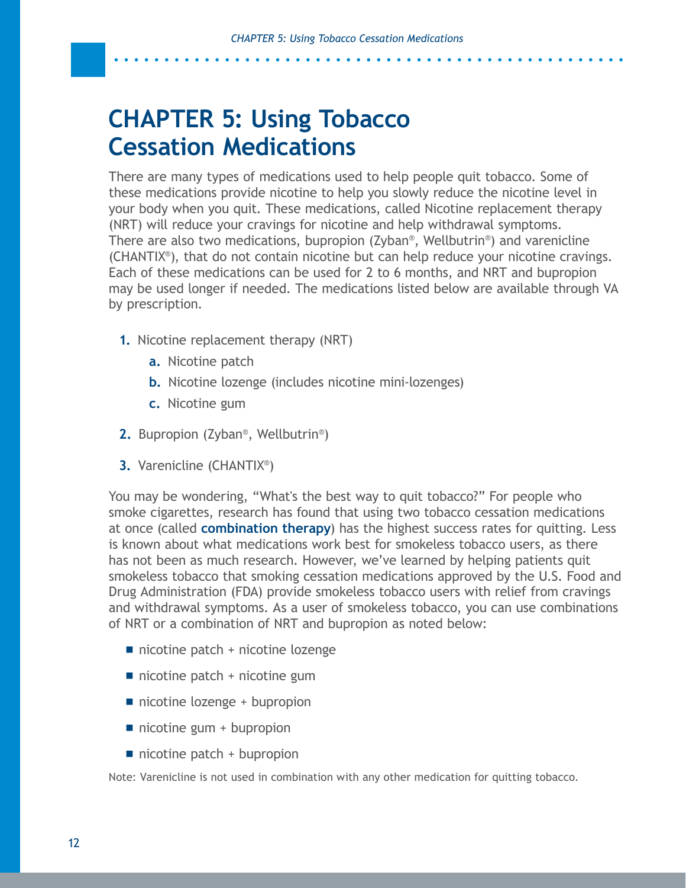# CHAPTER 5: Using Tobacco Cessation Medications

There are many types of medications used to help people quit tobacco. Some of these medications provide nicotine to help you slowly reduce the nicotine level in your body when you quit. These medications, called Nicotine replacement therapy (NRT) will reduce your cravings for nicotine and help withdrawal symptoms. There are also two medications, bupropion (Zyban®, Wellbutrin®) and varenicline (CHANTIX®), that do not contain nicotine but can help reduce your nicotine cravings. Each of these medications can be used for 2 to 6 months, and NRT and bupropion may be used longer if needed. The medications listed below are available through VA by prescription.

1. Nicotine replacement therapy (NRT)
    a. Nicotine patch
    b. Nicotine lozenge (includes nicotine mini-lozenges)
    c. Nicotine gum
2. Bupropion (Zyban®, Wellbutrin®)
3. Varenicline (CHANTIX®)

You may be wondering, "What's the best way to quit tobacco?" For people who smoke cigarettes, research has found that using two tobacco cessation medications at once (called **combination therapy**) has the highest success rates for quitting. Less is known about what medications work best for smokeless tobacco users, as there has not been as much research. However, we've learned by helping patients quit smokeless tobacco that smoking cessation medications approved by the U.S. Food and Drug Administration (FDA) provide smokeless tobacco users with relief from cravings and withdrawal symptoms. As a user of smokeless tobacco, you can use combinations of NRT or a combination of NRT and bupropion as noted below:

- nicotine patch + nicotine lozenge
- nicotine patch + nicotine gum
- nicotine lozenge + bupropion
- nicotine gum + bupropion
- nicotine patch + bupropion

Note: Varenicline is not used in combination with any other medication for quitting tobacco.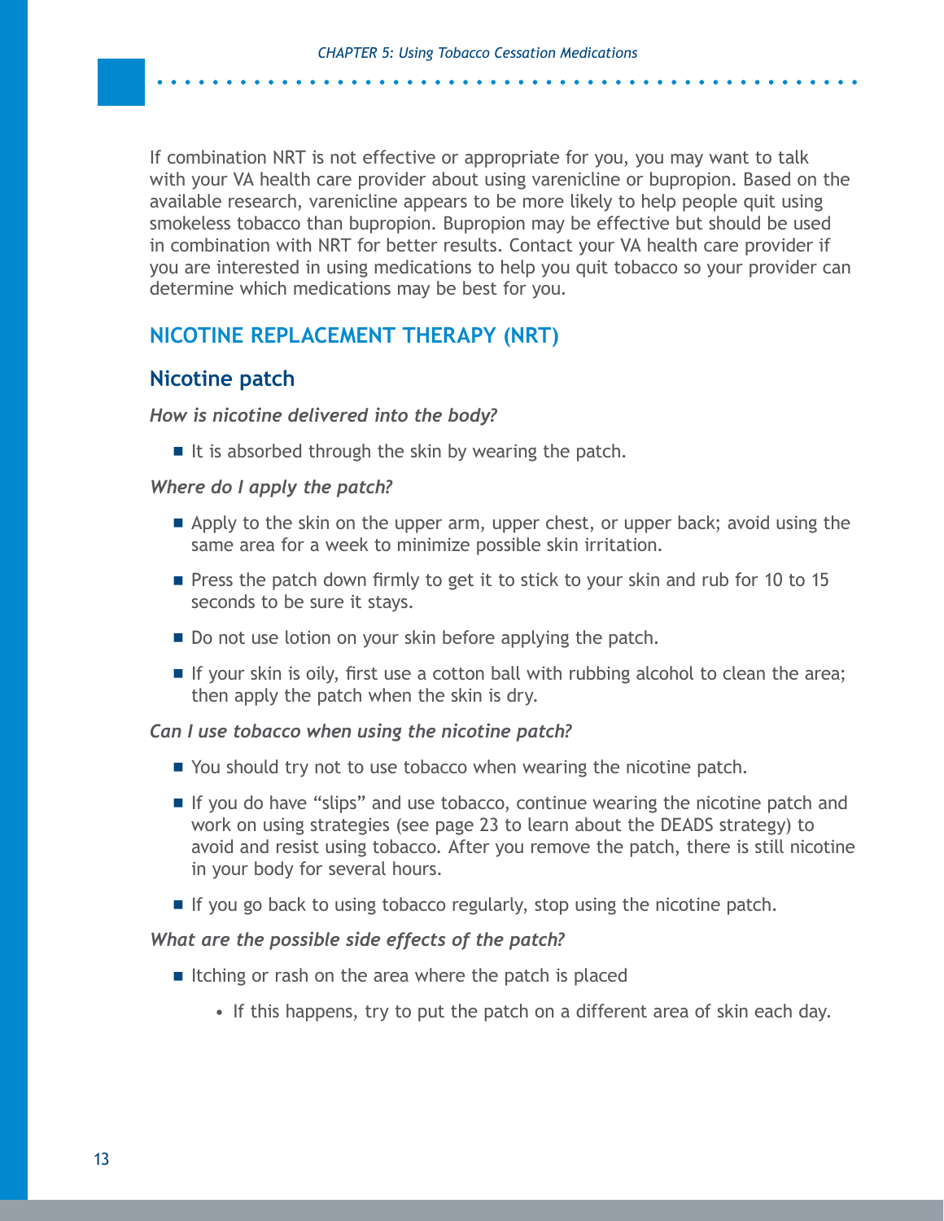If combination NRT is not effective or appropriate for you, you may want to talk with your VA health care provider about using varenicline or bupropion. Based on the available research, varenicline appears to be more likely to help people quit using smokeless tobacco than bupropion. Bupropion may be effective but should be used in combination with NRT for better results. Contact your VA health care provider if you are interested in using medications to help you quit tobacco so your provider can determine which medications may be best for you.

## NICOTINE REPLACEMENT THERAPY (NRT)

### Nicotine patch

***How is nicotine delivered into the body?***

- It is absorbed through the skin by wearing the patch.

***Where do I apply the patch?***

- Apply to the skin on the upper arm, upper chest, or upper back; avoid using the same area for a week to minimize possible skin irritation.
- Press the patch down firmly to get it to stick to your skin and rub for 10 to 15 seconds to be sure it stays.
- Do not use lotion on your skin before applying the patch.
- If your skin is oily, first use a cotton ball with rubbing alcohol to clean the area; then apply the patch when the skin is dry.

***Can I use tobacco when using the nicotine patch?***

- You should try not to use tobacco when wearing the nicotine patch.
- If you do have "slips" and use tobacco, continue wearing the nicotine patch and work on using strategies (see page 23 to learn about the DEADS strategy) to avoid and resist using tobacco. After you remove the patch, there is still nicotine in your body for several hours.
- If you go back to using tobacco regularly, stop using the nicotine patch.

***What are the possible side effects of the patch?***

- Itching or rash on the area where the patch is placed
    - If this happens, try to put the patch on a different area of skin each day.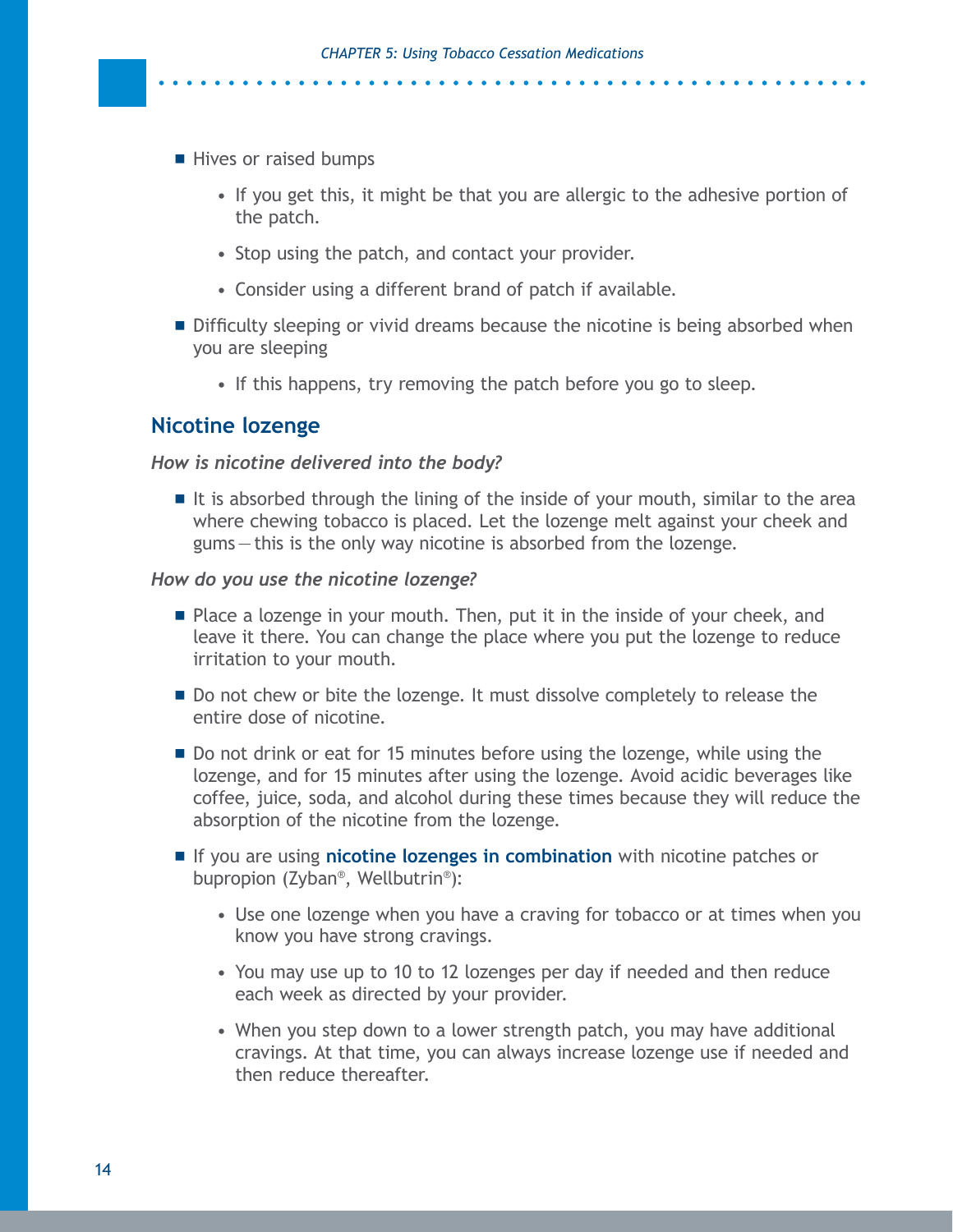- Hives or raised bumps
  - If you get this, it might be that you are allergic to the adhesive portion of the patch.
  - Stop using the patch, and contact your provider.
  - Consider using a different brand of patch if available.
- Difficulty sleeping or vivid dreams because the nicotine is being absorbed when you are sleeping
  - If this happens, try removing the patch before you go to sleep.

## Nicotine lozenge

***How is nicotine delivered into the body?***

- It is absorbed through the lining of the inside of your mouth, similar to the area where chewing tobacco is placed. Let the lozenge melt against your cheek and gums — this is the only way nicotine is absorbed from the lozenge.

***How do you use the nicotine lozenge?***

- Place a lozenge in your mouth. Then, put it in the inside of your cheek, and leave it there. You can change the place where you put the lozenge to reduce irritation to your mouth.
- Do not chew or bite the lozenge. It must dissolve completely to release the entire dose of nicotine.
- Do not drink or eat for 15 minutes before using the lozenge, while using the lozenge, and for 15 minutes after using the lozenge. Avoid acidic beverages like coffee, juice, soda, and alcohol during these times because they will reduce the absorption of the nicotine from the lozenge.
- If you are using **nicotine lozenges in combination** with nicotine patches or bupropion (Zyban®, Wellbutrin®):
  - Use one lozenge when you have a craving for tobacco or at times when you know you have strong cravings.
  - You may use up to 10 to 12 lozenges per day if needed and then reduce each week as directed by your provider.
  - When you step down to a lower strength patch, you may have additional cravings. At that time, you can always increase lozenge use if needed and then reduce thereafter.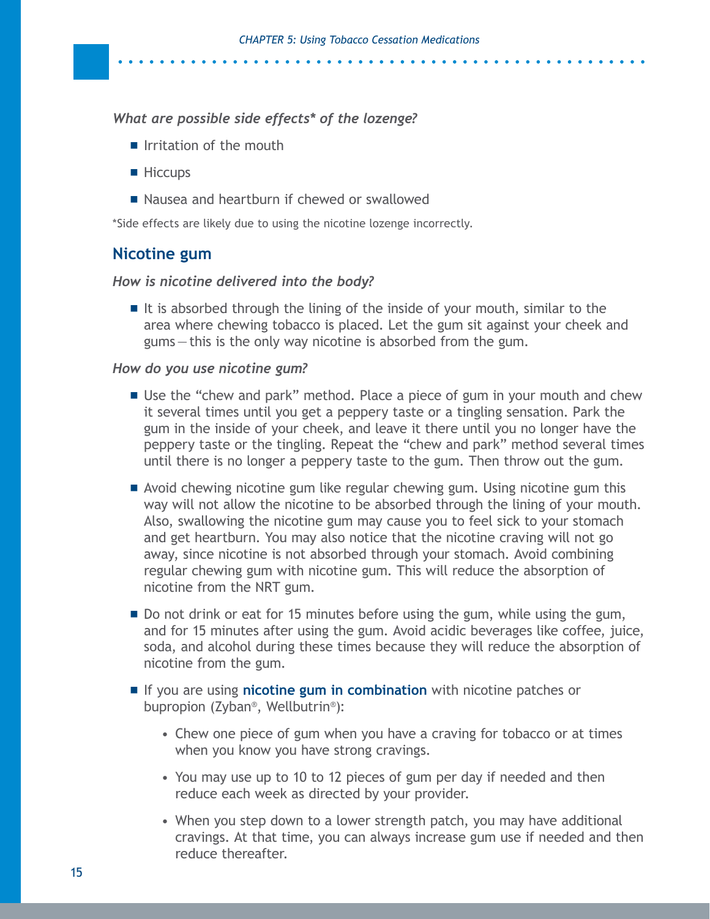*What are possible side effects* of the lozenge?*

- Irritation of the mouth
- Hiccups
- Nausea and heartburn if chewed or swallowed

*Side effects are likely due to using the nicotine lozenge incorrectly.

## Nicotine gum

*How is nicotine delivered into the body?*

- It is absorbed through the lining of the inside of your mouth, similar to the area where chewing tobacco is placed. Let the gum sit against your cheek and gums — this is the only way nicotine is absorbed from the gum.

*How do you use nicotine gum?*

- Use the "chew and park" method. Place a piece of gum in your mouth and chew it several times until you get a peppery taste or a tingling sensation. Park the gum in the inside of your cheek, and leave it there until you no longer have the peppery taste or the tingling. Repeat the "chew and park" method several times until there is no longer a peppery taste to the gum. Then throw out the gum.
- Avoid chewing nicotine gum like regular chewing gum. Using nicotine gum this way will not allow the nicotine to be absorbed through the lining of your mouth. Also, swallowing the nicotine gum may cause you to feel sick to your stomach and get heartburn. You may also notice that the nicotine craving will not go away, since nicotine is not absorbed through your stomach. Avoid combining regular chewing gum with nicotine gum. This will reduce the absorption of nicotine from the NRT gum.
- Do not drink or eat for 15 minutes before using the gum, while using the gum, and for 15 minutes after using the gum. Avoid acidic beverages like coffee, juice, soda, and alcohol during these times because they will reduce the absorption of nicotine from the gum.
- If you are using **nicotine gum in combination** with nicotine patches or bupropion (Zyban®, Wellbutrin®):
  - Chew one piece of gum when you have a craving for tobacco or at times when you know you have strong cravings.
  - You may use up to 10 to 12 pieces of gum per day if needed and then reduce each week as directed by your provider.
  - When you step down to a lower strength patch, you may have additional cravings. At that time, you can always increase gum use if needed and then reduce thereafter.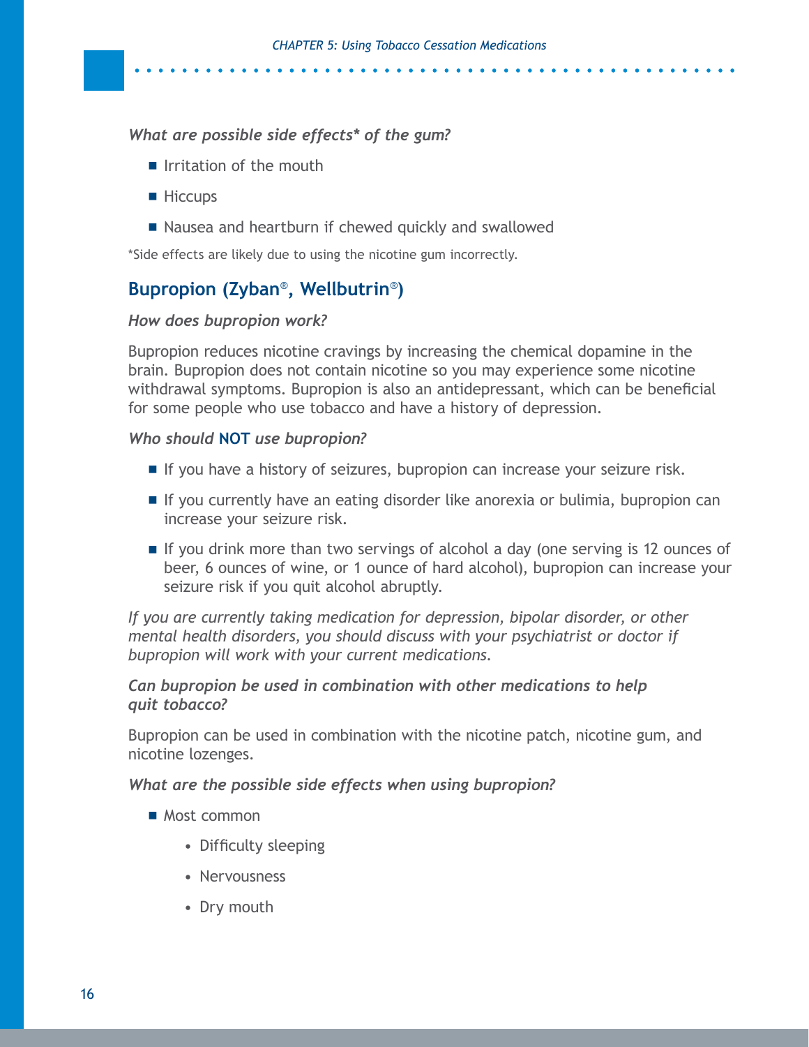*What are possible side effects\* of the gum?*

- Irritation of the mouth
- Hiccups
- Nausea and heartburn if chewed quickly and swallowed

\*Side effects are likely due to using the nicotine gum incorrectly.

## Bupropion (Zyban®, Wellbutrin®)

*How does bupropion work?*

Bupropion reduces nicotine cravings by increasing the chemical dopamine in the brain. Bupropion does not contain nicotine so you may experience some nicotine withdrawal symptoms. Bupropion is also an antidepressant, which can be beneficial for some people who use tobacco and have a history of depression.

*Who should* **NOT** *use bupropion?*

- If you have a history of seizures, bupropion can increase your seizure risk.
- If you currently have an eating disorder like anorexia or bulimia, bupropion can increase your seizure risk.
- If you drink more than two servings of alcohol a day (one serving is 12 ounces of beer, 6 ounces of wine, or 1 ounce of hard alcohol), bupropion can increase your seizure risk if you quit alcohol abruptly.

*If you are currently taking medication for depression, bipolar disorder, or other mental health disorders, you should discuss with your psychiatrist or doctor if bupropion will work with your current medications.*

***Can bupropion be used in combination with other medications to help quit tobacco?***

Bupropion can be used in combination with the nicotine patch, nicotine gum, and nicotine lozenges.

*What are the possible side effects when using bupropion?*

- Most common
  - Difficulty sleeping
  - Nervousness
  - Dry mouth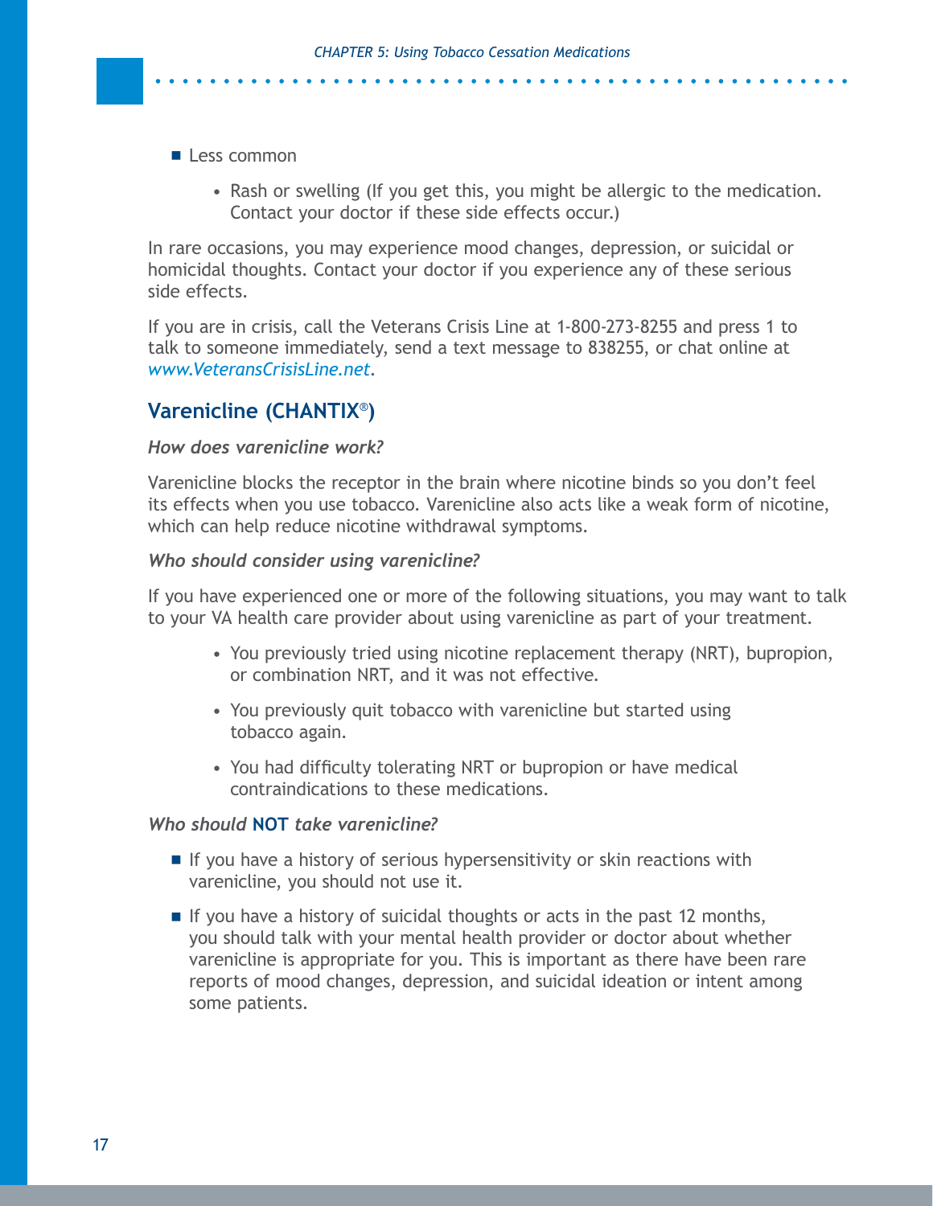- Less common
    - Rash or swelling (If you get this, you might be allergic to the medication. Contact your doctor if these side effects occur.)

In rare occasions, you may experience mood changes, depression, or suicidal or homicidal thoughts. Contact your doctor if you experience any of these serious side effects.

If you are in crisis, call the Veterans Crisis Line at 1-800-273-8255 and press 1 to talk to someone immediately, send a text message to 838255, or chat online at *www.VeteransCrisisLine.net*.

## Varenicline (CHANTIX®)

***How does varenicline work?***

Varenicline blocks the receptor in the brain where nicotine binds so you don't feel its effects when you use tobacco. Varenicline also acts like a weak form of nicotine, which can help reduce nicotine withdrawal symptoms.

***Who should consider using varenicline?***

If you have experienced one or more of the following situations, you may want to talk to your VA health care provider about using varenicline as part of your treatment.

- You previously tried using nicotine replacement therapy (NRT), bupropion, or combination NRT, and it was not effective.
- You previously quit tobacco with varenicline but started using tobacco again.
- You had difficulty tolerating NRT or bupropion or have medical contraindications to these medications.

***Who should NOT take varenicline?***

- If you have a history of serious hypersensitivity or skin reactions with varenicline, you should not use it.
- If you have a history of suicidal thoughts or acts in the past 12 months, you should talk with your mental health provider or doctor about whether varenicline is appropriate for you. This is important as there have been rare reports of mood changes, depression, and suicidal ideation or intent among some patients.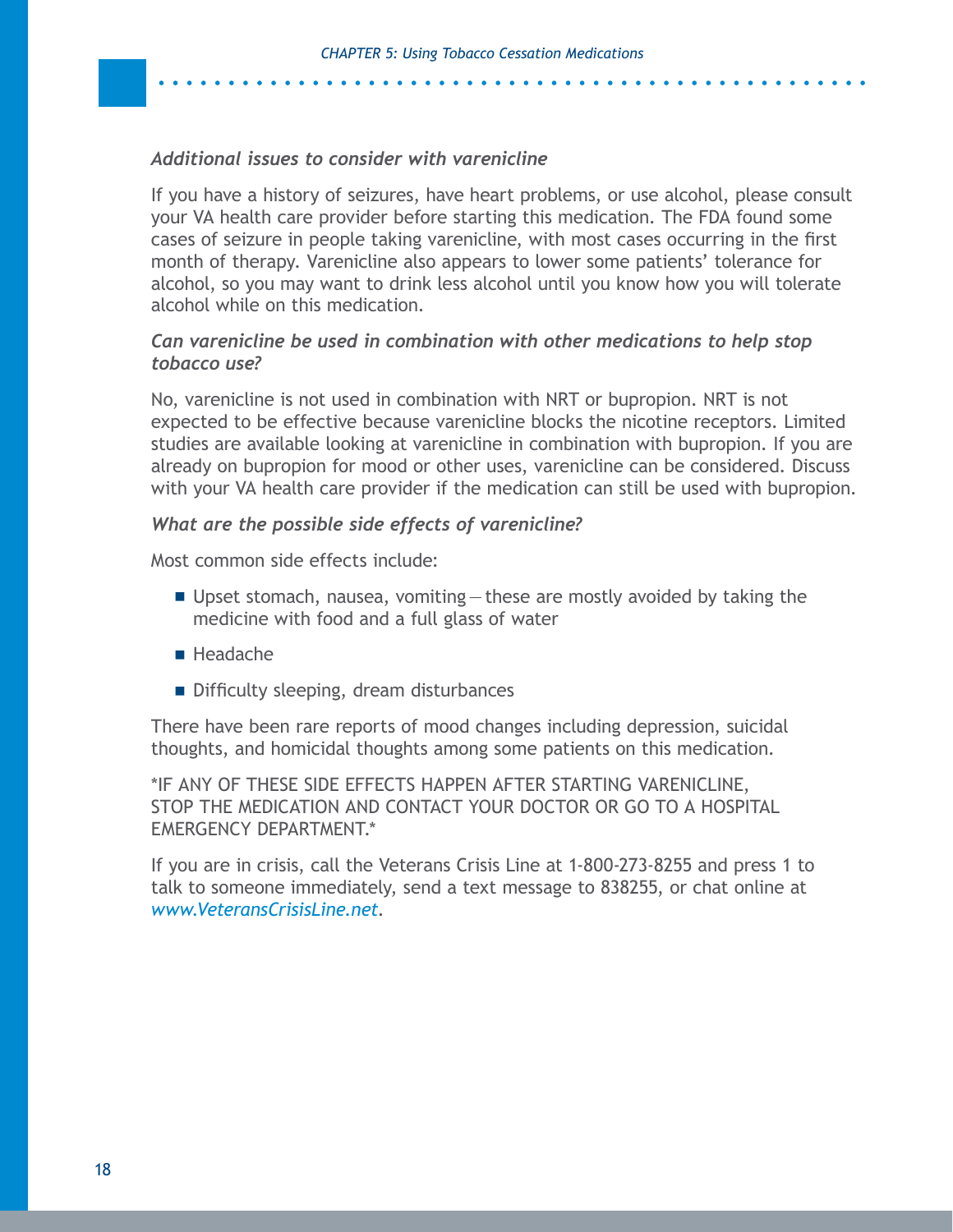### *Additional issues to consider with varenicline*

If you have a history of seizures, have heart problems, or use alcohol, please consult your VA health care provider before starting this medication. The FDA found some cases of seizure in people taking varenicline, with most cases occurring in the first month of therapy. Varenicline also appears to lower some patients' tolerance for alcohol, so you may want to drink less alcohol until you know how you will tolerate alcohol while on this medication.

### *Can varenicline be used in combination with other medications to help stop tobacco use?*

No, varenicline is not used in combination with NRT or bupropion. NRT is not expected to be effective because varenicline blocks the nicotine receptors. Limited studies are available looking at varenicline in combination with bupropion. If you are already on bupropion for mood or other uses, varenicline can be considered. Discuss with your VA health care provider if the medication can still be used with bupropion.

### *What are the possible side effects of varenicline?*

Most common side effects include:

- Upset stomach, nausea, vomiting — these are mostly avoided by taking the medicine with food and a full glass of water
- Headache
- Difficulty sleeping, dream disturbances

There have been rare reports of mood changes including depression, suicidal thoughts, and homicidal thoughts among some patients on this medication.

*IF ANY OF THESE SIDE EFFECTS HAPPEN AFTER STARTING VARENICLINE, STOP THE MEDICATION AND CONTACT YOUR DOCTOR OR GO TO A HOSPITAL EMERGENCY DEPARTMENT.*

If you are in crisis, call the Veterans Crisis Line at 1-800-273-8255 and press 1 to talk to someone immediately, send a text message to 838255, or chat online at *www.VeteransCrisisLine.net*.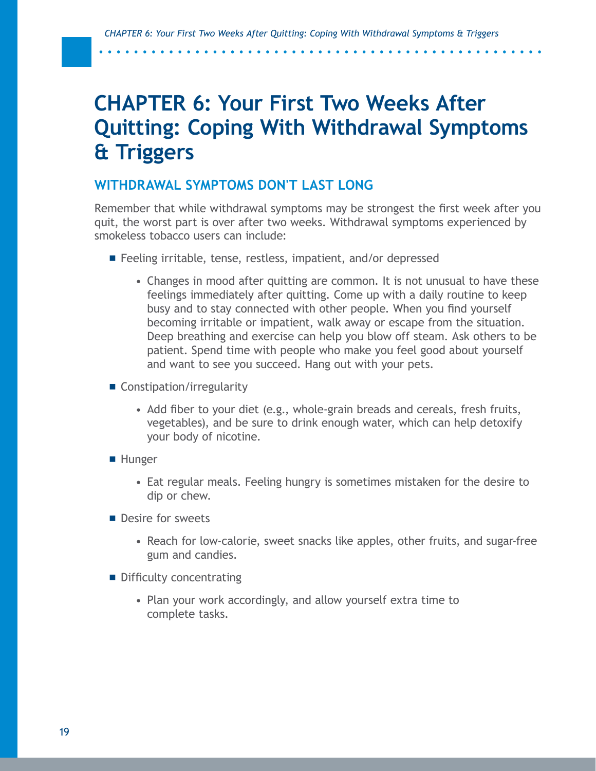# CHAPTER 6: Your First Two Weeks After Quitting: Coping With Withdrawal Symptoms & Triggers

## WITHDRAWAL SYMPTOMS DON'T LAST LONG

Remember that while withdrawal symptoms may be strongest the first week after you quit, the worst part is over after two weeks. Withdrawal symptoms experienced by smokeless tobacco users can include:

- Feeling irritable, tense, restless, impatient, and/or depressed
  - Changes in mood after quitting are common. It is not unusual to have these feelings immediately after quitting. Come up with a daily routine to keep busy and to stay connected with other people. When you find yourself becoming irritable or impatient, walk away or escape from the situation. Deep breathing and exercise can help you blow off steam. Ask others to be patient. Spend time with people who make you feel good about yourself and want to see you succeed. Hang out with your pets.
- Constipation/irregularity
  - Add fiber to your diet (e.g., whole-grain breads and cereals, fresh fruits, vegetables), and be sure to drink enough water, which can help detoxify your body of nicotine.
- Hunger
  - Eat regular meals. Feeling hungry is sometimes mistaken for the desire to dip or chew.
- Desire for sweets
  - Reach for low-calorie, sweet snacks like apples, other fruits, and sugar-free gum and candies.
- Difficulty concentrating
  - Plan your work accordingly, and allow yourself extra time to complete tasks.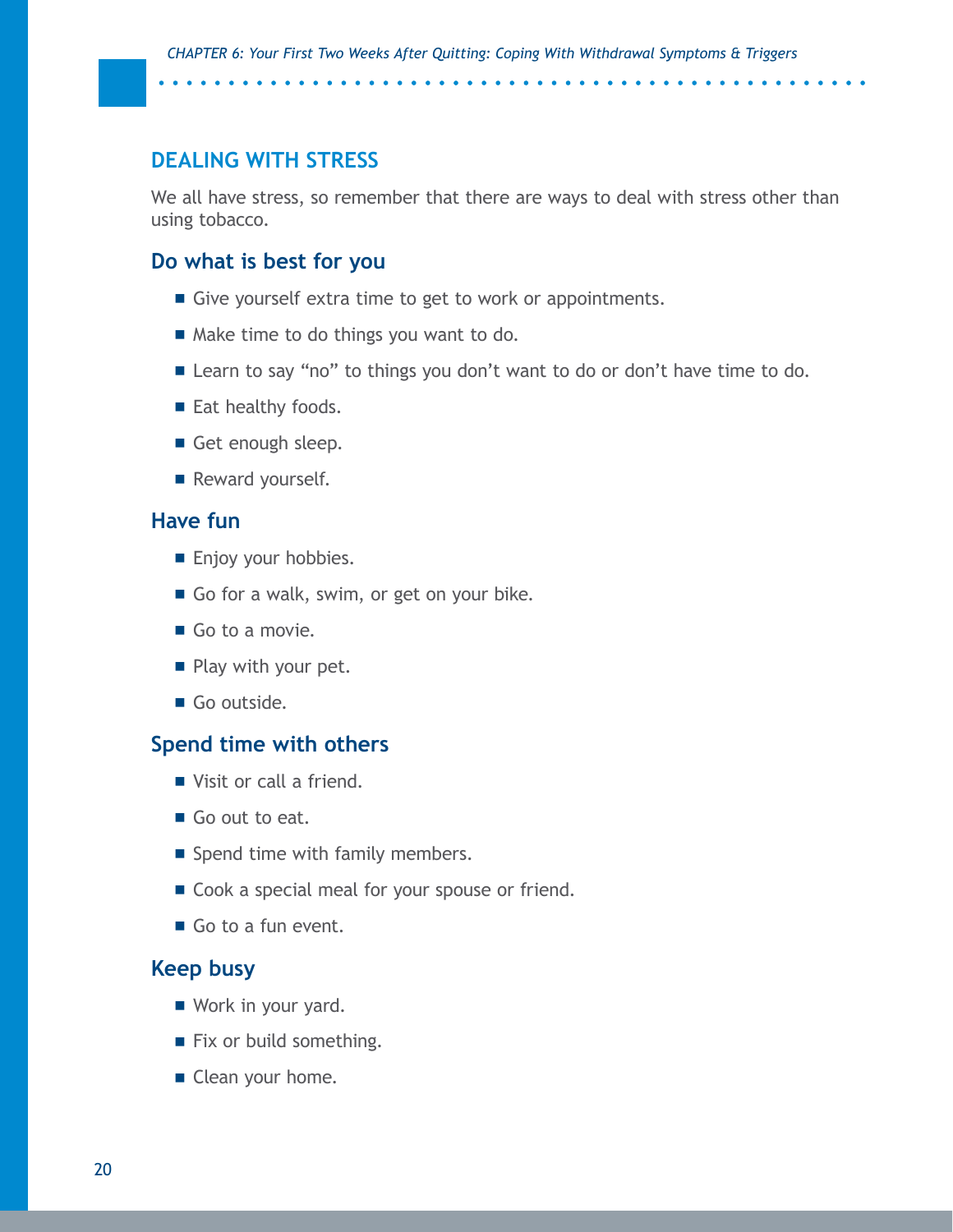## DEALING WITH STRESS

We all have stress, so remember that there are ways to deal with stress other than using tobacco.

### Do what is best for you

- Give yourself extra time to get to work or appointments.
- Make time to do things you want to do.
- Learn to say "no" to things you don't want to do or don't have time to do.
- Eat healthy foods.
- Get enough sleep.
- Reward yourself.

### Have fun

- Enjoy your hobbies.
- Go for a walk, swim, or get on your bike.
- Go to a movie.
- Play with your pet.
- Go outside.

### Spend time with others

- Visit or call a friend.
- Go out to eat.
- Spend time with family members.
- Cook a special meal for your spouse or friend.
- Go to a fun event.

### Keep busy

- Work in your yard.
- Fix or build something.
- Clean your home.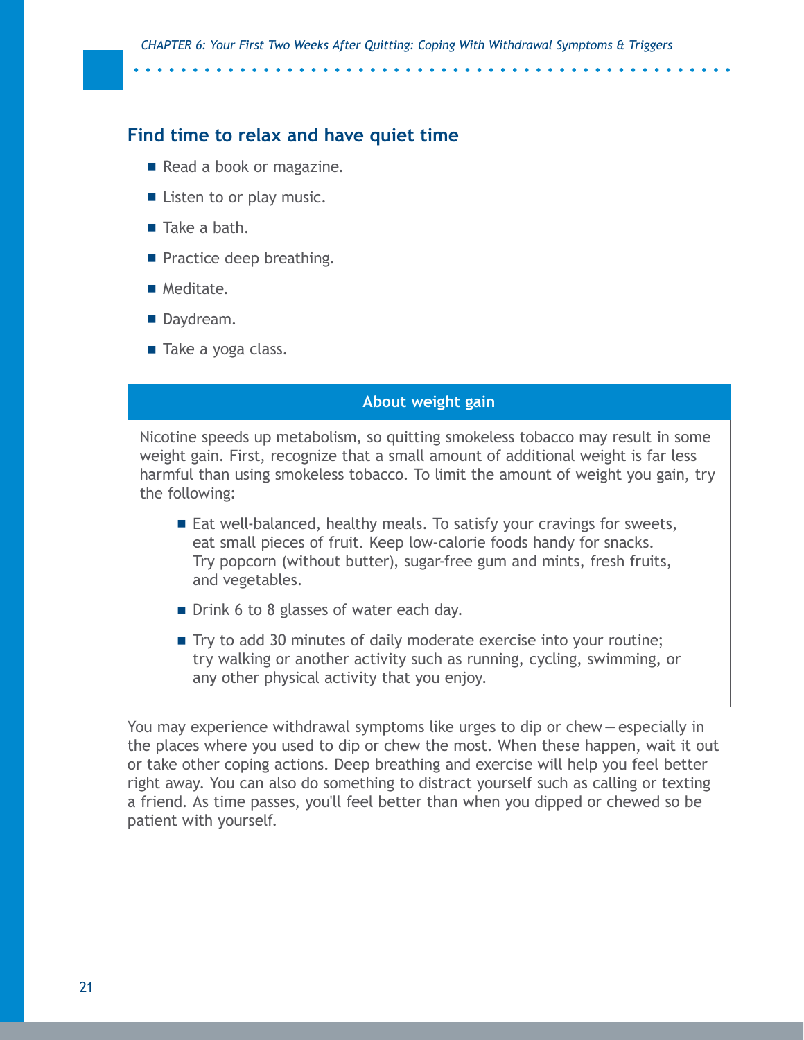## Find time to relax and have quiet time

- Read a book or magazine.
- Listen to or play music.
- Take a bath.
- Practice deep breathing.
- Meditate.
- Daydream.
- Take a yoga class.

### About weight gain

Nicotine speeds up metabolism, so quitting smokeless tobacco may result in some weight gain. First, recognize that a small amount of additional weight is far less harmful than using smokeless tobacco. To limit the amount of weight you gain, try the following:

- Eat well-balanced, healthy meals. To satisfy your cravings for sweets, eat small pieces of fruit. Keep low-calorie foods handy for snacks. Try popcorn (without butter), sugar-free gum and mints, fresh fruits, and vegetables.
- Drink 6 to 8 glasses of water each day.
- Try to add 30 minutes of daily moderate exercise into your routine; try walking or another activity such as running, cycling, swimming, or any other physical activity that you enjoy.

You may experience withdrawal symptoms like urges to dip or chew—especially in the places where you used to dip or chew the most. When these happen, wait it out or take other coping actions. Deep breathing and exercise will help you feel better right away. You can also do something to distract yourself such as calling or texting a friend. As time passes, you'll feel better than when you dipped or chewed so be patient with yourself.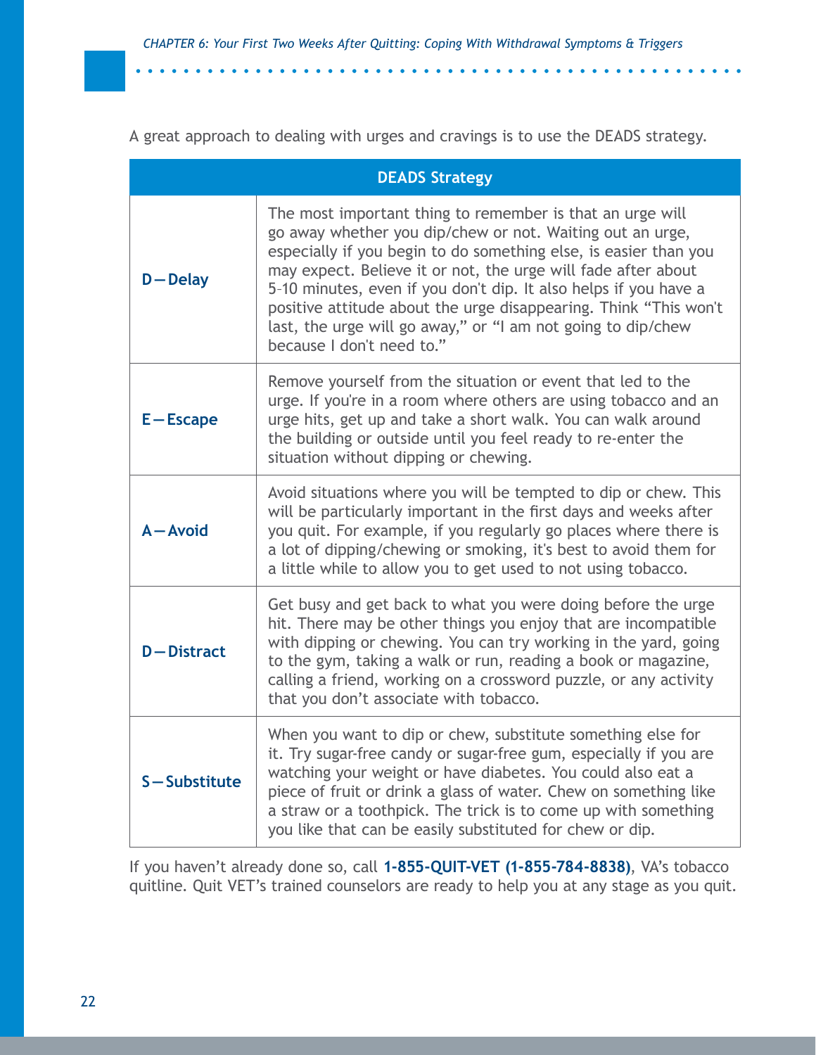A great approach to dealing with urges and cravings is to use the DEADS strategy.

| DEADS Strategy | |
|---|---|
| **D—Delay** | The most important thing to remember is that an urge will go away whether you dip/chew or not. Waiting out an urge, especially if you begin to do something else, is easier than you may expect. Believe it or not, the urge will fade after about 5–10 minutes, even if you don't dip. It also helps if you have a positive attitude about the urge disappearing. Think "This won't last, the urge will go away," or "I am not going to dip/chew because I don't need to." |
| **E—Escape** | Remove yourself from the situation or event that led to the urge. If you're in a room where others are using tobacco and an urge hits, get up and take a short walk. You can walk around the building or outside until you feel ready to re-enter the situation without dipping or chewing. |
| **A—Avoid** | Avoid situations where you will be tempted to dip or chew. This will be particularly important in the first days and weeks after you quit. For example, if you regularly go places where there is a lot of dipping/chewing or smoking, it's best to avoid them for a little while to allow you to get used to not using tobacco. |
| **D—Distract** | Get busy and get back to what you were doing before the urge hit. There may be other things you enjoy that are incompatible with dipping or chewing. You can try working in the yard, going to the gym, taking a walk or run, reading a book or magazine, calling a friend, working on a crossword puzzle, or any activity that you don't associate with tobacco. |
| **S—Substitute** | When you want to dip or chew, substitute something else for it. Try sugar-free candy or sugar-free gum, especially if you are watching your weight or have diabetes. You could also eat a piece of fruit or drink a glass of water. Chew on something like a straw or a toothpick. The trick is to come up with something you like that can be easily substituted for chew or dip. |

If you haven't already done so, call **1-855-QUIT-VET (1-855-784-8838)**, VA's tobacco quitline. Quit VET's trained counselors are ready to help you at any stage as you quit.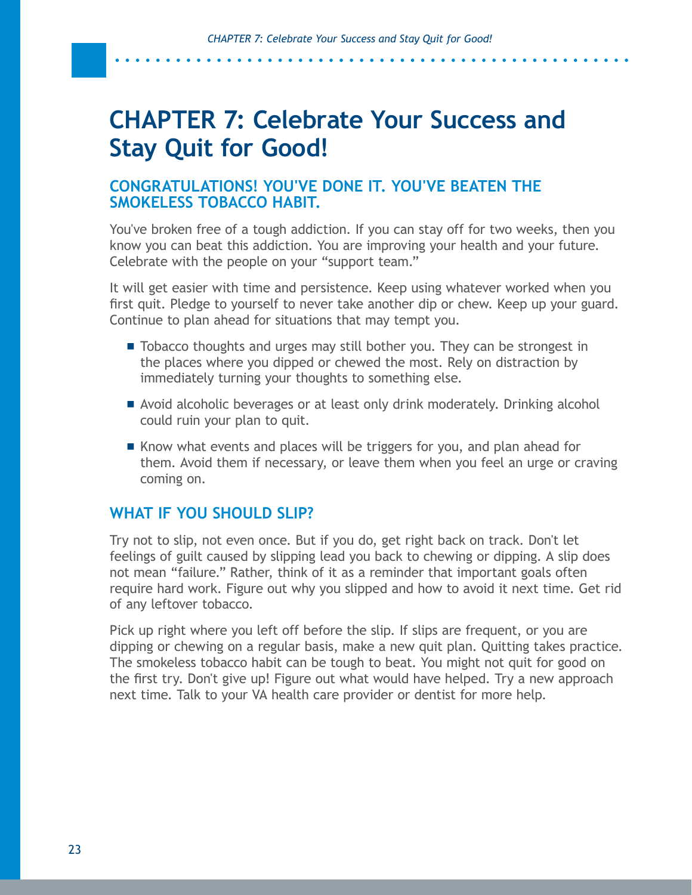# CHAPTER 7: Celebrate Your Success and Stay Quit for Good!

## CONGRATULATIONS! YOU'VE DONE IT. YOU'VE BEATEN THE SMOKELESS TOBACCO HABIT.

You've broken free of a tough addiction. If you can stay off for two weeks, then you know you can beat this addiction. You are improving your health and your future. Celebrate with the people on your "support team."

It will get easier with time and persistence. Keep using whatever worked when you first quit. Pledge to yourself to never take another dip or chew. Keep up your guard. Continue to plan ahead for situations that may tempt you.

- Tobacco thoughts and urges may still bother you. They can be strongest in the places where you dipped or chewed the most. Rely on distraction by immediately turning your thoughts to something else.
- Avoid alcoholic beverages or at least only drink moderately. Drinking alcohol could ruin your plan to quit.
- Know what events and places will be triggers for you, and plan ahead for them. Avoid them if necessary, or leave them when you feel an urge or craving coming on.

## WHAT IF YOU SHOULD SLIP?

Try not to slip, not even once. But if you do, get right back on track. Don't let feelings of guilt caused by slipping lead you back to chewing or dipping. A slip does not mean "failure." Rather, think of it as a reminder that important goals often require hard work. Figure out why you slipped and how to avoid it next time. Get rid of any leftover tobacco.

Pick up right where you left off before the slip. If slips are frequent, or you are dipping or chewing on a regular basis, make a new quit plan. Quitting takes practice. The smokeless tobacco habit can be tough to beat. You might not quit for good on the first try. Don't give up! Figure out what would have helped. Try a new approach next time. Talk to your VA health care provider or dentist for more help.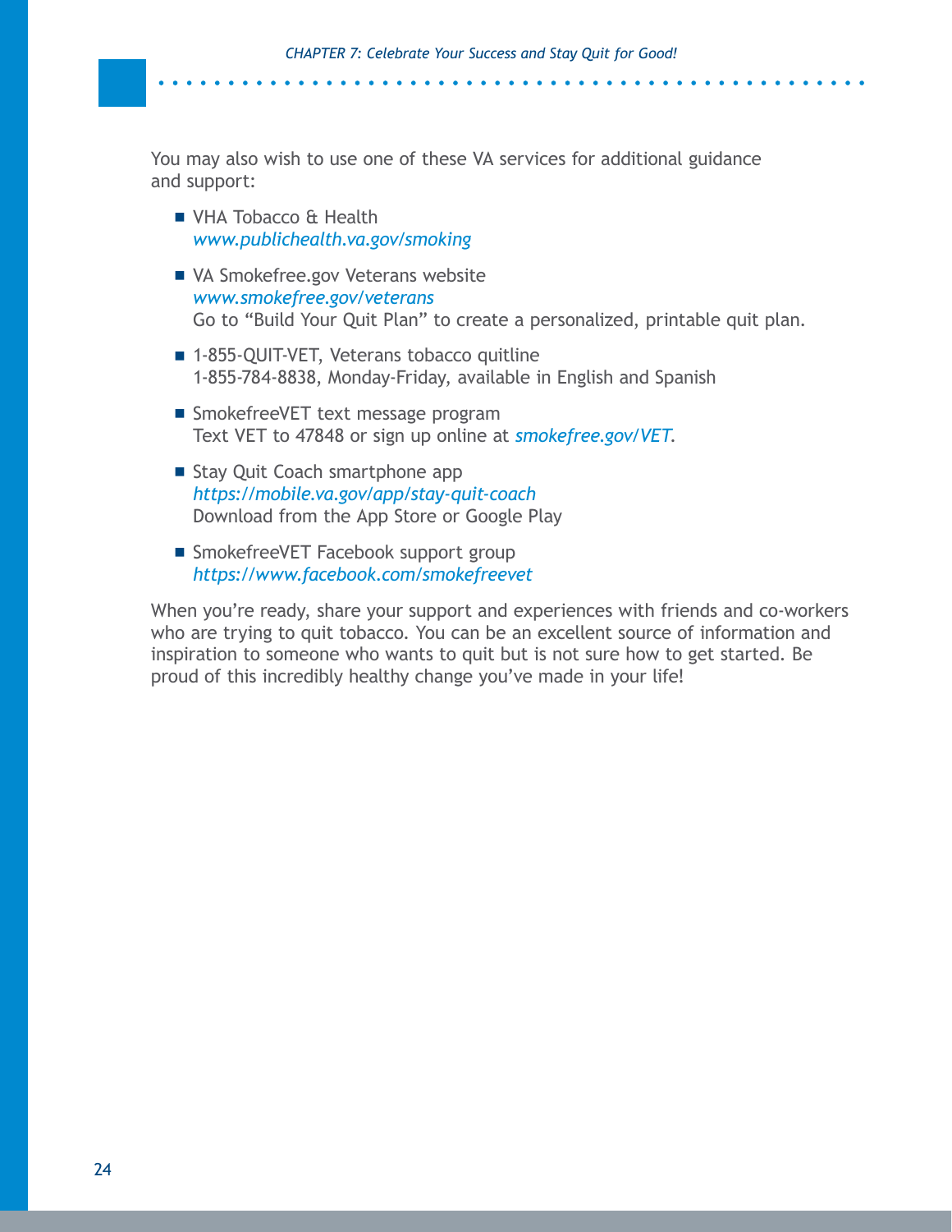You may also wish to use one of these VA services for additional guidance and support:

- VHA Tobacco & Health
  *www.publichealth.va.gov/smoking*
- VA Smokefree.gov Veterans website
  *www.smokefree.gov/veterans*
  Go to "Build Your Quit Plan" to create a personalized, printable quit plan.
- 1-855-QUIT-VET, Veterans tobacco quitline
  1-855-784-8838, Monday-Friday, available in English and Spanish
- SmokefreeVET text message program
  Text VET to 47848 or sign up online at *smokefree.gov/VET*.
- Stay Quit Coach smartphone app
  *https://mobile.va.gov/app/stay-quit-coach*
  Download from the App Store or Google Play
- SmokefreeVET Facebook support group
  *https://www.facebook.com/smokefreevet*

When you're ready, share your support and experiences with friends and co-workers who are trying to quit tobacco. You can be an excellent source of information and inspiration to someone who wants to quit but is not sure how to get started. Be proud of this incredibly healthy change you've made in your life!